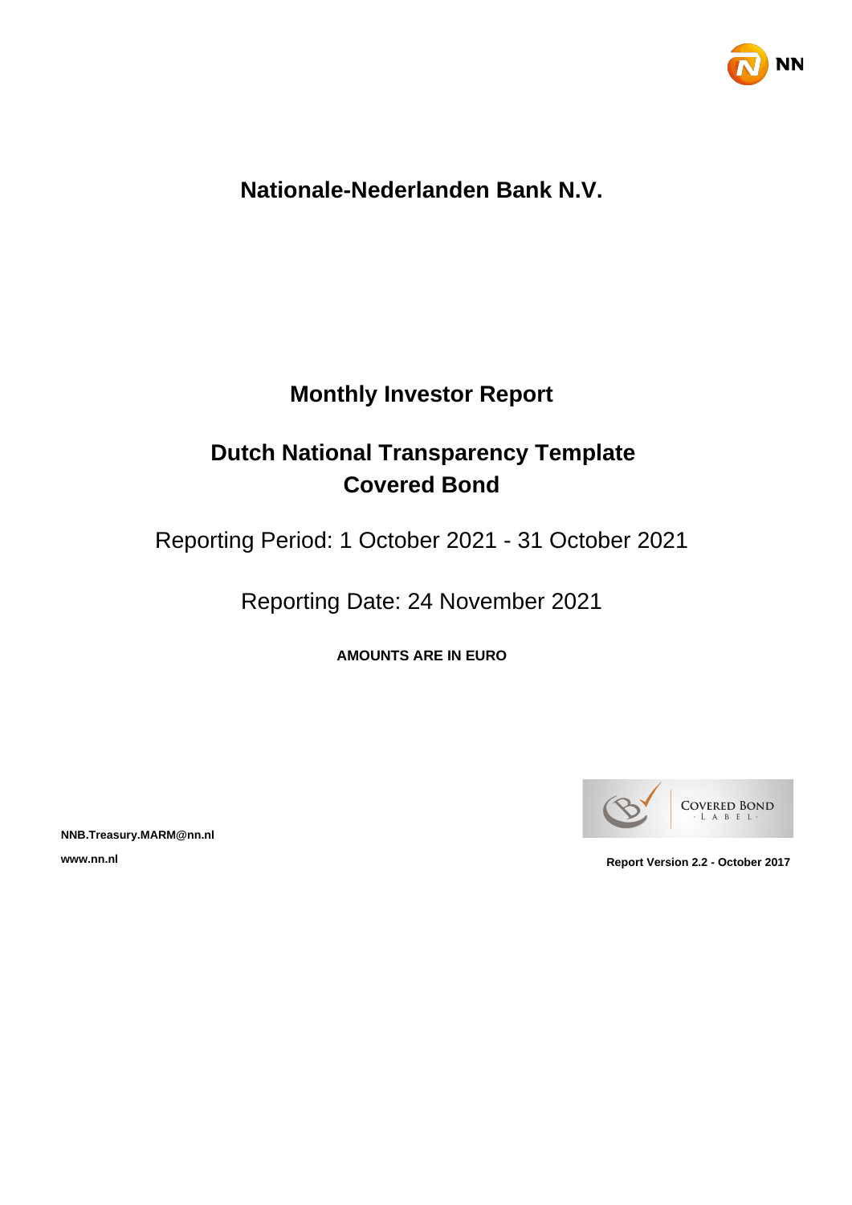# Nationale-Nederlanden Bank N.V.

## Monthly Investor Report

## Dutch National Transparency Template Covered Bond

Reporting Period: 1 October 2021 - 31 October 2021

Reporting Date: 24 November 2021

**AMOUNTS ARE IN EURO**

**NNB.Treasury.MARM@nn.nl**

**www.nn.nl**

**Report Version 2.2 - October 2017**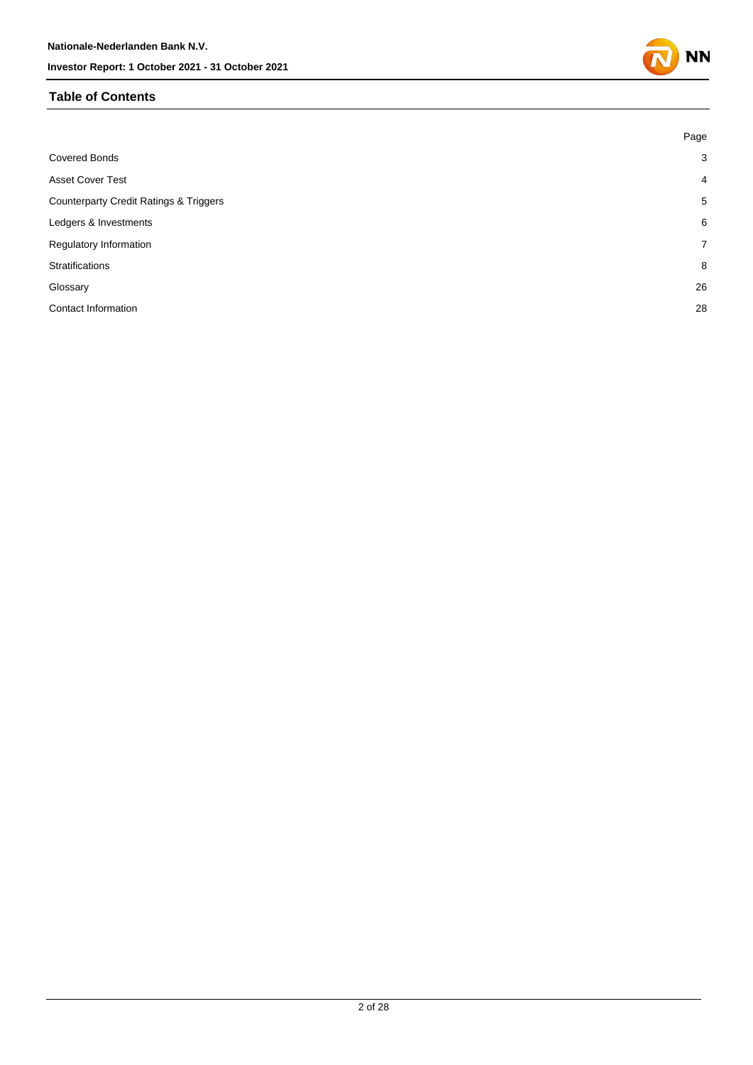## Table of Contents

| | Page |
|---|---|
| Covered Bonds | 3 |
| Asset Cover Test | 4 |
| Counterparty Credit Ratings & Triggers | 5 |
| Ledgers & Investments | 6 |
| Regulatory Information | 7 |
| Stratifications | 8 |
| Glossary | 26 |
| Contact Information | 28 |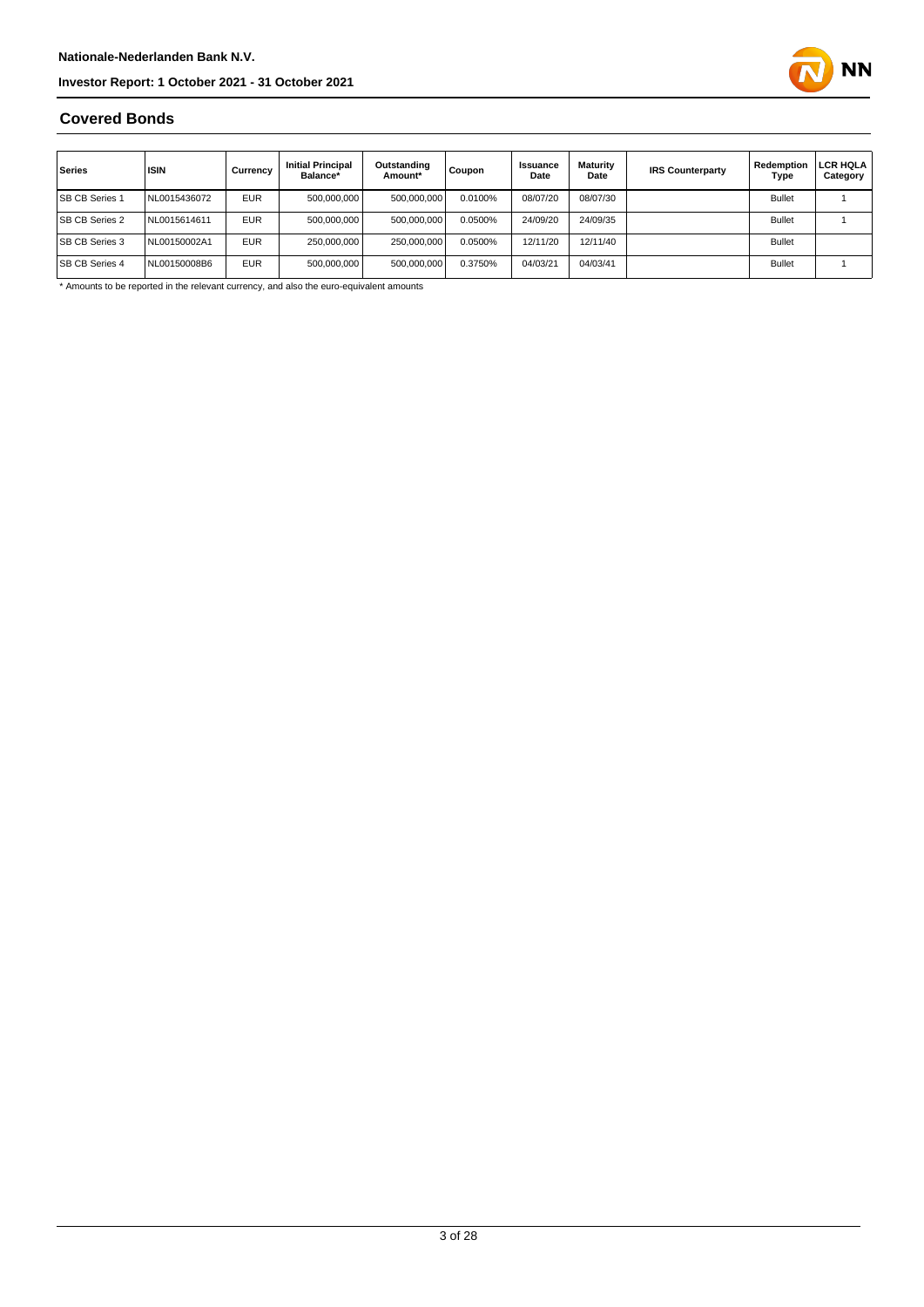## Covered Bonds

| Series | ISIN | Currency | Initial Principal Balance* | Outstanding Amount* | Coupon | Issuance Date | Maturity Date | IRS Counterparty | Redemption Type | LCR HQLA Category |
|---|---|---|---|---|---|---|---|---|---|---|
| SB CB Series 1 | NL0015436072 | EUR | 500,000,000 | 500,000,000 | 0.0100% | 08/07/20 | 08/07/30 | | Bullet | 1 |
| SB CB Series 2 | NL0015614611 | EUR | 500,000,000 | 500,000,000 | 0.0500% | 24/09/20 | 24/09/35 | | Bullet | 1 |
| SB CB Series 3 | NL00150002A1 | EUR | 250,000,000 | 250,000,000 | 0.0500% | 12/11/20 | 12/11/40 | | Bullet | |
| SB CB Series 4 | NL00150008B6 | EUR | 500,000,000 | 500,000,000 | 0.3750% | 04/03/21 | 04/03/41 | | Bullet | 1 |

* Amounts to be reported in the relevant currency, and also the euro-equivalent amounts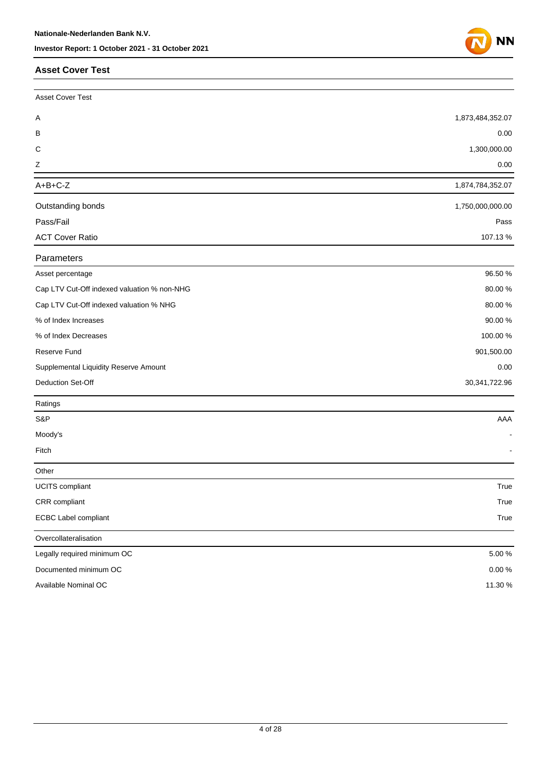## Asset Cover Test

| Asset Cover Test | |
|---|---|
| A | 1,873,484,352.07 |
| B | 0.00 |
| C | 1,300,000.00 |
| Z | 0.00 |
| A+B+C-Z | 1,874,784,352.07 |
| Outstanding bonds | 1,750,000,000.00 |
| Pass/Fail | Pass |
| ACT Cover Ratio | 107.13 % |

| Parameters | |
|---|---|
| Asset percentage | 96.50 % |
| Cap LTV Cut-Off indexed valuation % non-NHG | 80.00 % |
| Cap LTV Cut-Off indexed valuation % NHG | 80.00 % |
| % of Index Increases | 90.00 % |
| % of Index Decreases | 100.00 % |
| Reserve Fund | 901,500.00 |
| Supplemental Liquidity Reserve Amount | 0.00 |
| Deduction Set-Off | 30,341,722.96 |

| Ratings | |
|---|---|
| S&P | AAA |
| Moody's | - |
| Fitch | - |

| Other | |
|---|---|
| UCITS compliant | True |
| CRR compliant | True |
| ECBC Label compliant | True |

| Overcollateralisation | |
|---|---|
| Legally required minimum OC | 5.00 % |
| Documented minimum OC | 0.00 % |
| Available Nominal OC | 11.30 % |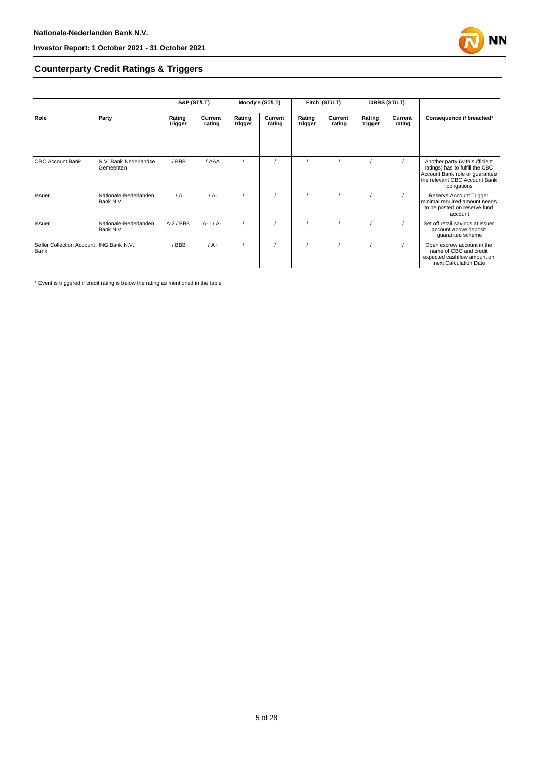## Counterparty Credit Ratings & Triggers

| | | S&P (ST/LT) | | Moody's (ST/LT) | | Fitch (ST/LT) | | DBRS (ST/LT) | | |
|---|---|---|---|---|---|---|---|---|---|---|
| Role | Party | Rating trigger | Current rating | Rating trigger | Current rating | Rating trigger | Current rating | Rating trigger | Current rating | Consequence if breached* |
| CBC Account Bank | N.V. Bank Nederlandse Gemeenten | / BBB | / AAA | / | / | / | / | / | / | Another party (with sufficient ratings) has to fulfill the CBC Account Bank role or guarantee the relevant CBC Account Bank obligations |
| Issuer | Nationale-Nederlanden Bank N.V. | / A | / A- | / | / | / | / | / | / | Reserve Account Trigger, minimal required amount needs to be posted on reserve fund account |
| Issuer | Nationale-Nederlanden Bank N.V. | A-2 / BBB | A-1 / A- | / | / | / | / | / | / | Set off retail savings at issuer account above deposit guarantee scheme |
| Seller Collection Account Bank | ING Bank N.V. | / BBB | / A+ | / | / | / | / | / | / | Open escrow account in the name of CBC and credit expected cashflow amount on next Calculation Date |

* Event is triggered if credit rating is below the rating as mentioned in the table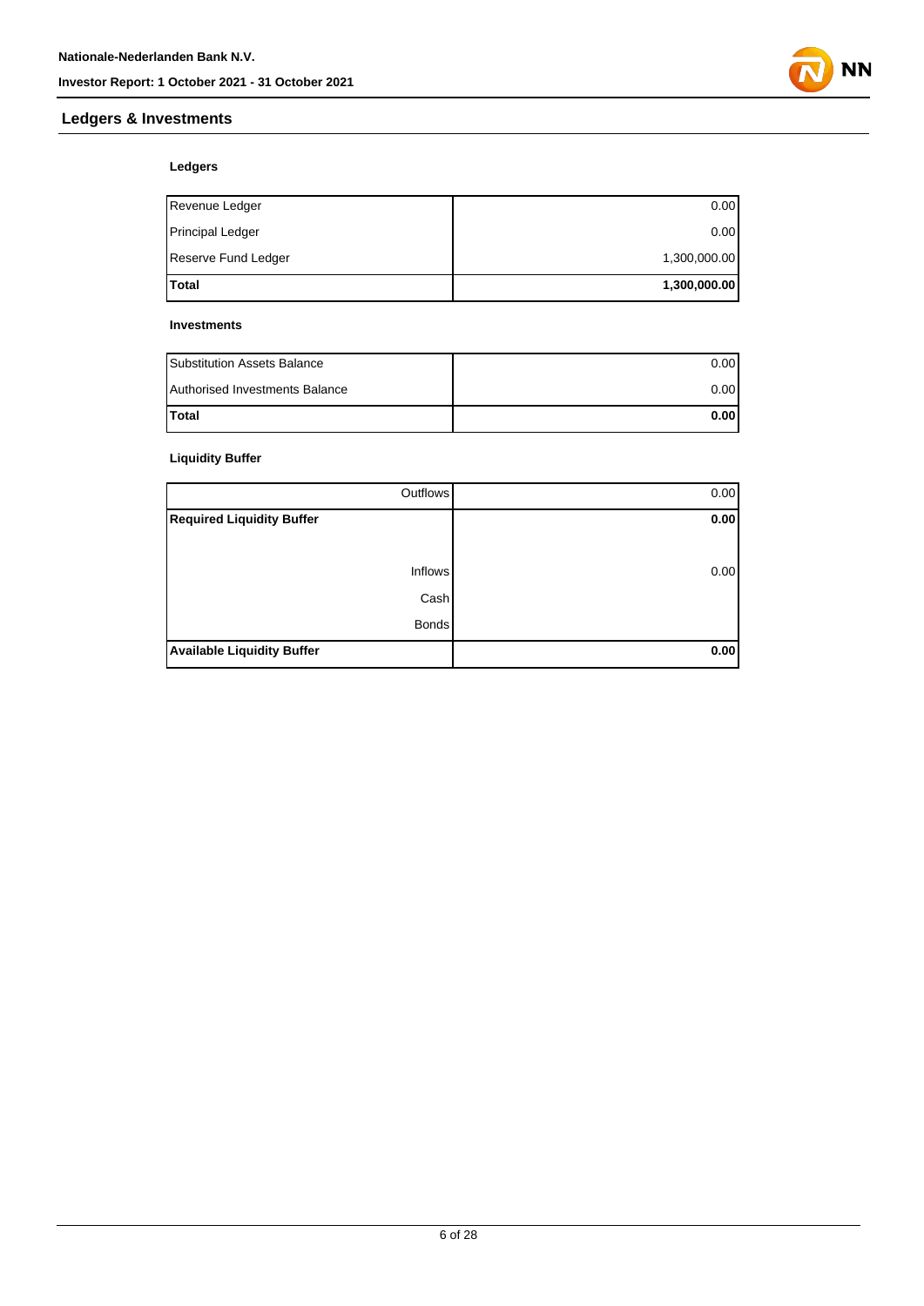## Ledgers & Investments

### Ledgers

| | |
|---|---:|
| Revenue Ledger | 0.00 |
| Principal Ledger | 0.00 |
| Reserve Fund Ledger | 1,300,000.00 |
| **Total** | **1,300,000.00** |

### Investments

| | |
|---|---:|
| Substitution Assets Balance | 0.00 |
| Authorised Investments Balance | 0.00 |
| **Total** | **0.00** |

### Liquidity Buffer

| | |
|---:|---:|
| Outflows | 0.00 |
| **Required Liquidity Buffer** | **0.00** |
| | |
| Inflows | 0.00 |
| Cash | |
| Bonds | |
| **Available Liquidity Buffer** | **0.00** |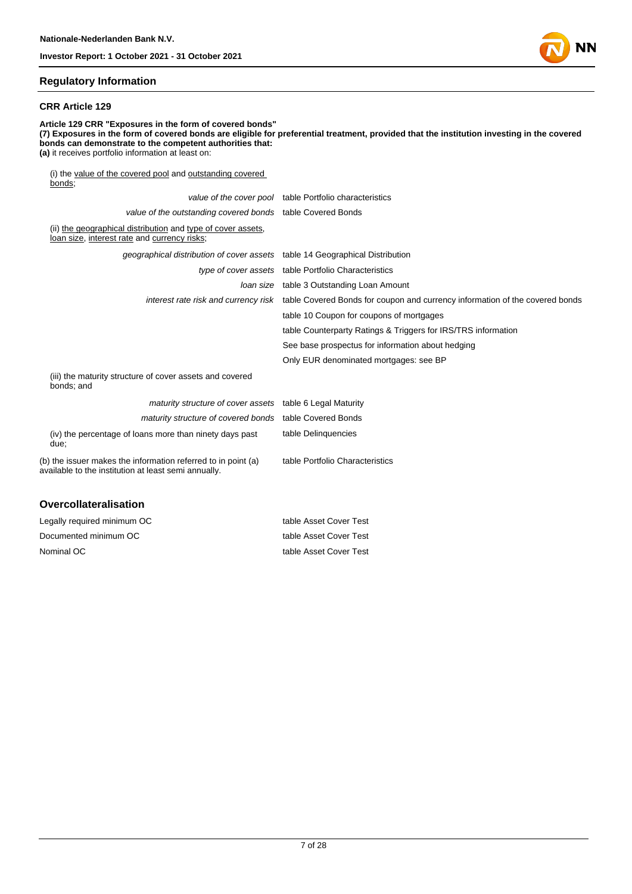## Regulatory Information

### CRR Article 129

**Article 129 CRR "Exposures in the form of covered bonds"**
**(7) Exposures in the form of covered bonds are eligible for preferential treatment, provided that the institution investing in the covered bonds can demonstrate to the competent authorities that:**
**(a)** it receives portfolio information at least on:

| | |
|---|---|
| (i) the value of the covered pool and outstanding covered bonds; | |
| *value of the cover pool* | table Portfolio characteristics |
| *value of the outstanding covered bonds* | table Covered Bonds |
| (ii) the geographical distribution and type of cover assets, loan size, interest rate and currency risks; | |
| *geographical distribution of cover assets* | table 14 Geographical Distribution |
| *type of cover assets* | table Portfolio Characteristics |
| *loan size* | table 3 Outstanding Loan Amount |
| *interest rate risk and currency risk* | table Covered Bonds for coupon and currency information of the covered bonds |
| | table 10 Coupon for coupons of mortgages |
| | table Counterparty Ratings & Triggers for IRS/TRS information |
| | See base prospectus for information about hedging |
| | Only EUR denominated mortgages: see BP |
| (iii) the maturity structure of cover assets and covered bonds; and | |
| *maturity structure of cover assets* | table 6 Legal Maturity |
| *maturity structure of covered bonds* | table Covered Bonds |
| (iv) the percentage of loans more than ninety days past due; | table Delinquencies |
| (b) the issuer makes the information referred to in point (a) available to the institution at least semi annually. | table Portfolio Characteristics |

## Overcollateralisation

| | |
|---|---|
| Legally required minimum OC | table Asset Cover Test |
| Documented minimum OC | table Asset Cover Test |
| Nominal OC | table Asset Cover Test |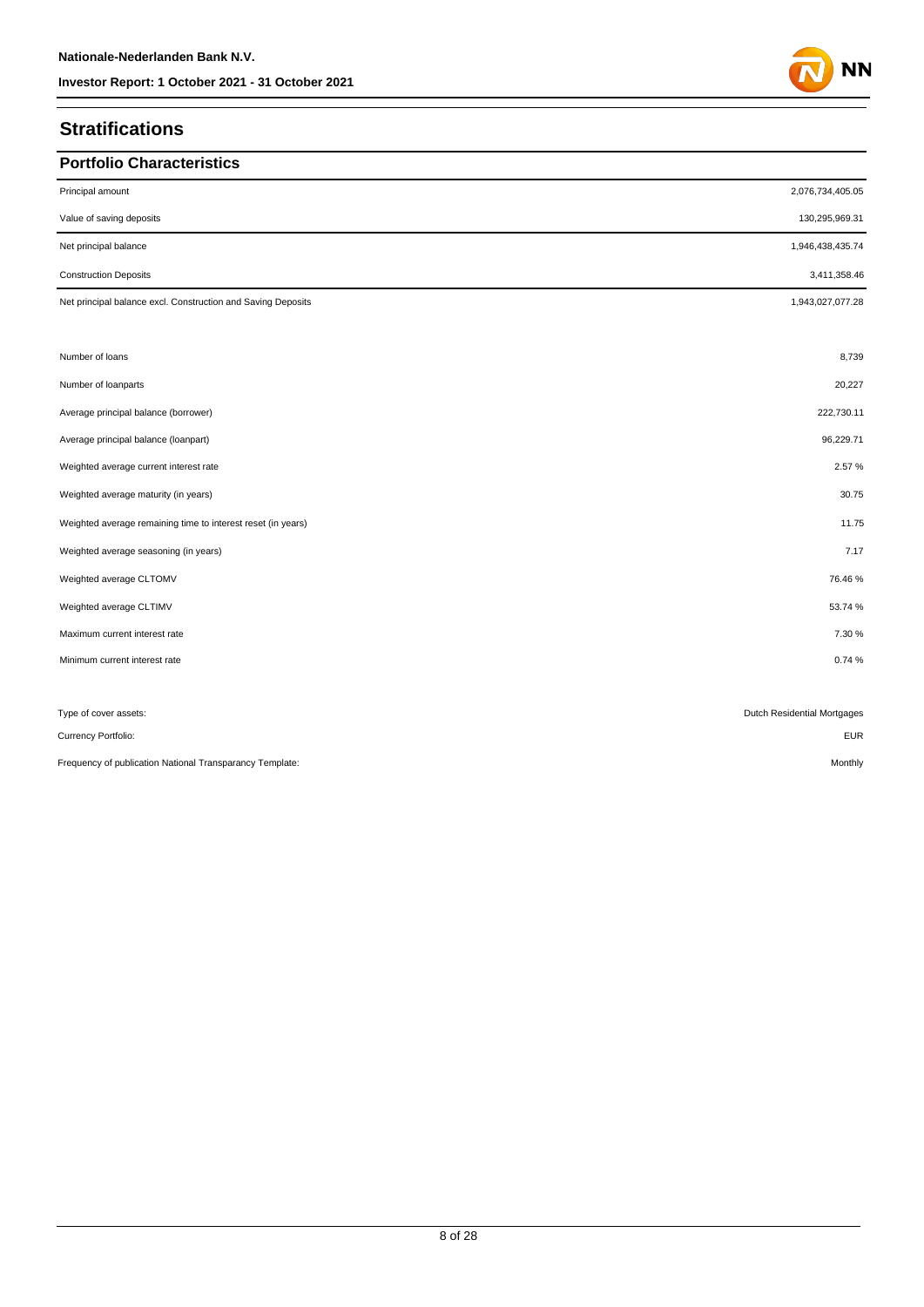## Stratifications

### Portfolio Characteristics

| | |
|---|---|
| Principal amount | 2,076,734,405.05 |
| Value of saving deposits | 130,295,969.31 |
| Net principal balance | 1,946,438,435.74 |
| Construction Deposits | 3,411,358.46 |
| Net principal balance excl. Construction and Saving Deposits | 1,943,027,077.28 |
| | |
| Number of loans | 8,739 |
| Number of loanparts | 20,227 |
| Average principal balance (borrower) | 222,730.11 |
| Average principal balance (loanpart) | 96,229.71 |
| Weighted average current interest rate | 2.57 % |
| Weighted average maturity (in years) | 30.75 |
| Weighted average remaining time to interest reset (in years) | 11.75 |
| Weighted average seasoning (in years) | 7.17 |
| Weighted average CLTOMV | 76.46 % |
| Weighted average CLTIMV | 53.74 % |
| Maximum current interest rate | 7.30 % |
| Minimum current interest rate | 0.74 % |
| | |
| Type of cover assets: | Dutch Residential Mortgages |
| Currency Portfolio: | EUR |
| Frequency of publication National Transparancy Template: | Monthly |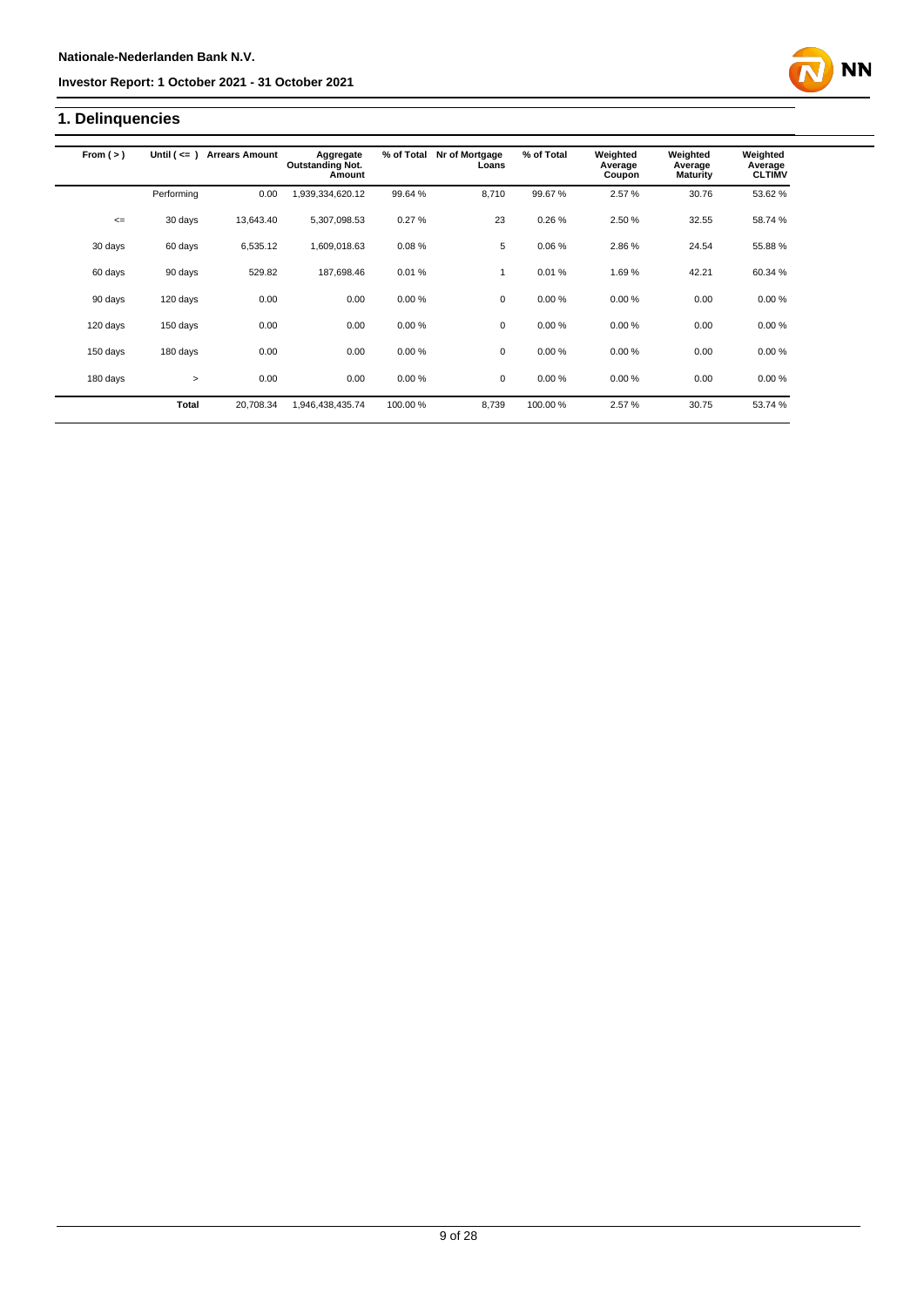## 1. Delinquencies

| From ( > ) | Until ( <= ) | Arrears Amount | Aggregate Outstanding Not. Amount | % of Total | Nr of Mortgage Loans | % of Total | Weighted Average Coupon | Weighted Average Maturity | Weighted Average CLTIMV |
|---|---|---|---|---|---|---|---|---|---|
| | Performing | 0.00 | 1,939,334,620.12 | 99.64 % | 8,710 | 99.67 % | 2.57 % | 30.76 | 53.62 % |
| <= | 30 days | 13,643.40 | 5,307,098.53 | 0.27 % | 23 | 0.26 % | 2.50 % | 32.55 | 58.74 % |
| 30 days | 60 days | 6,535.12 | 1,609,018.63 | 0.08 % | 5 | 0.06 % | 2.86 % | 24.54 | 55.88 % |
| 60 days | 90 days | 529.82 | 187,698.46 | 0.01 % | 1 | 0.01 % | 1.69 % | 42.21 | 60.34 % |
| 90 days | 120 days | 0.00 | 0.00 | 0.00 % | 0 | 0.00 % | 0.00 % | 0.00 | 0.00 % |
| 120 days | 150 days | 0.00 | 0.00 | 0.00 % | 0 | 0.00 % | 0.00 % | 0.00 | 0.00 % |
| 150 days | 180 days | 0.00 | 0.00 | 0.00 % | 0 | 0.00 % | 0.00 % | 0.00 | 0.00 % |
| 180 days | > | 0.00 | 0.00 | 0.00 % | 0 | 0.00 % | 0.00 % | 0.00 | 0.00 % |
| | **Total** | 20,708.34 | 1,946,438,435.74 | 100.00 % | 8,739 | 100.00 % | 2.57 % | 30.75 | 53.74 % |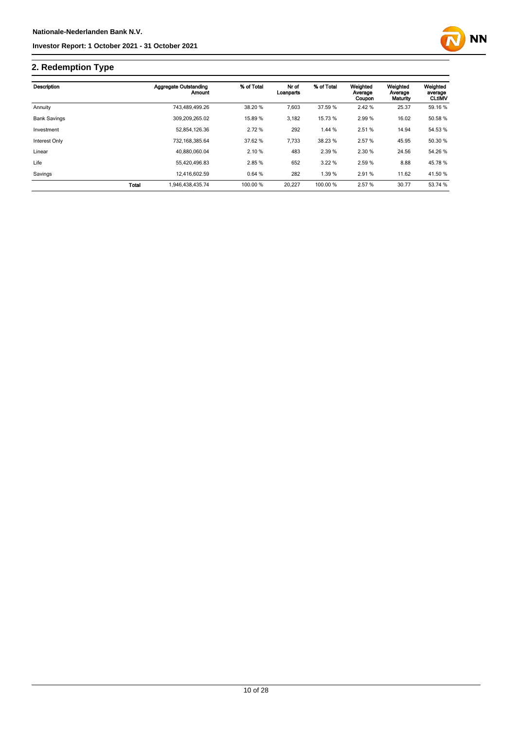## 2. Redemption Type

| Description | | Aggregate Outstanding Amount | % of Total | Nr of Loanparts | % of Total | Weighted Average Coupon | Weighted Average Maturity | Weighted average CLtIMV |
|---|---|---|---|---|---|---|---|---|
| Annuity | | 743,489,499.26 | 38.20 % | 7,603 | 37.59 % | 2.42 % | 25.37 | 59.16 % |
| Bank Savings | | 309,209,265.02 | 15.89 % | 3,182 | 15.73 % | 2.99 % | 16.02 | 50.58 % |
| Investment | | 52,854,126.36 | 2.72 % | 292 | 1.44 % | 2.51 % | 14.94 | 54.53 % |
| Interest Only | | 732,168,385.64 | 37.62 % | 7,733 | 38.23 % | 2.57 % | 45.95 | 50.30 % |
| Linear | | 40,880,060.04 | 2.10 % | 483 | 2.39 % | 2.30 % | 24.56 | 54.26 % |
| Life | | 55,420,496.83 | 2.85 % | 652 | 3.22 % | 2.59 % | 8.88 | 45.78 % |
| Savings | | 12,416,602.59 | 0.64 % | 282 | 1.39 % | 2.91 % | 11.62 | 41.50 % |
| | Total | 1,946,438,435.74 | 100.00 % | 20,227 | 100.00 % | 2.57 % | 30.77 | 53.74 % |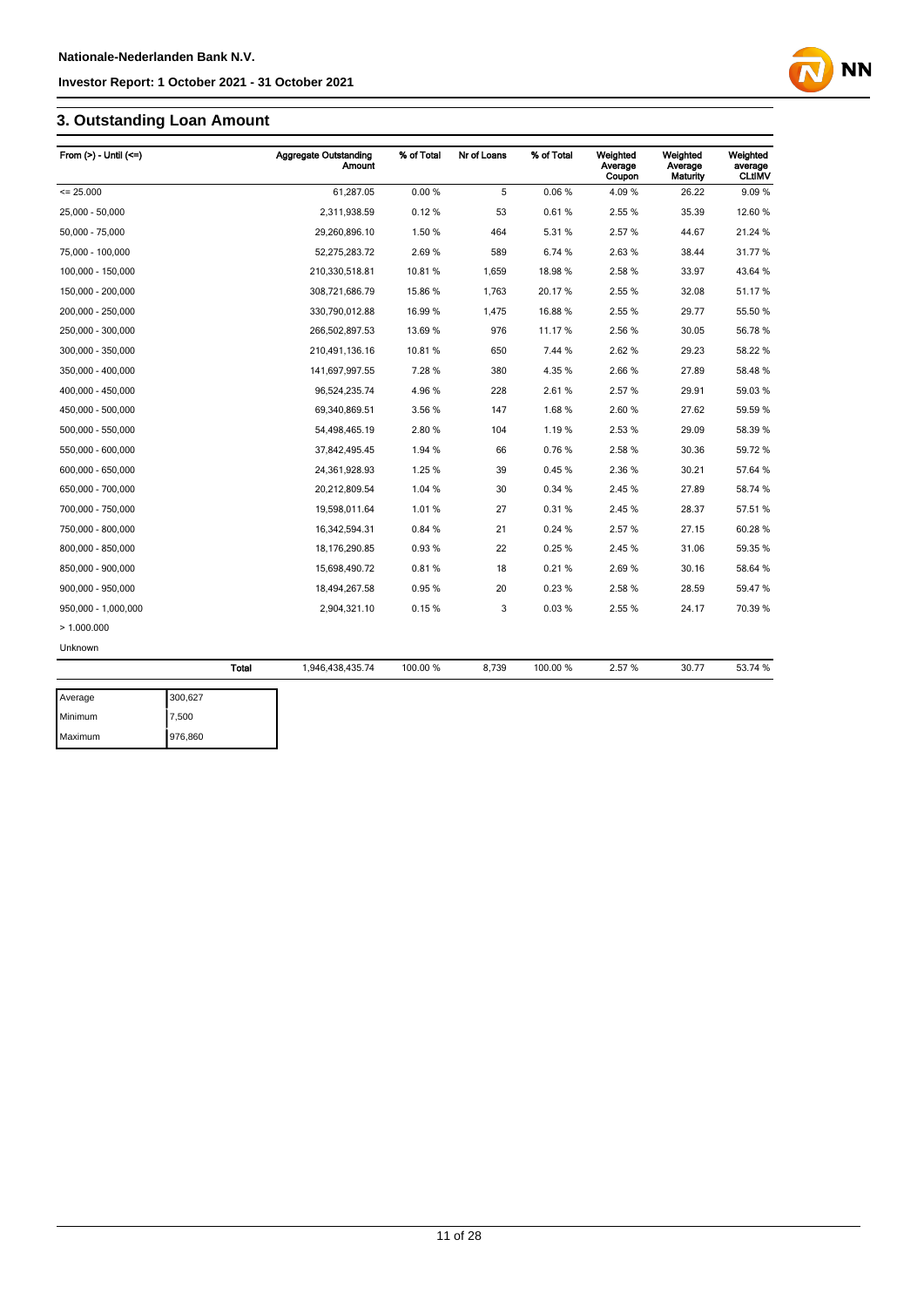## 3. Outstanding Loan Amount

| From (>) - Until (<=) | Aggregate Outstanding Amount | % of Total | Nr of Loans | % of Total | Weighted Average Coupon | Weighted Average Maturity | Weighted average CLtIMV |
|---|---|---|---|---|---|---|---|
| <= 25.000 | 61,287.05 | 0.00 % | 5 | 0.06 % | 4.09 % | 26.22 | 9.09 % |
| 25,000 - 50,000 | 2,311,938.59 | 0.12 % | 53 | 0.61 % | 2.55 % | 35.39 | 12.60 % |
| 50,000 - 75,000 | 29,260,896.10 | 1.50 % | 464 | 5.31 % | 2.57 % | 44.67 | 21.24 % |
| 75,000 - 100,000 | 52,275,283.72 | 2.69 % | 589 | 6.74 % | 2.63 % | 38.44 | 31.77 % |
| 100,000 - 150,000 | 210,330,518.81 | 10.81 % | 1,659 | 18.98 % | 2.58 % | 33.97 | 43.64 % |
| 150,000 - 200,000 | 308,721,686.79 | 15.86 % | 1,763 | 20.17 % | 2.55 % | 32.08 | 51.17 % |
| 200,000 - 250,000 | 330,790,012.88 | 16.99 % | 1,475 | 16.88 % | 2.55 % | 29.77 | 55.50 % |
| 250,000 - 300,000 | 266,502,897.53 | 13.69 % | 976 | 11.17 % | 2.56 % | 30.05 | 56.78 % |
| 300,000 - 350,000 | 210,491,136.16 | 10.81 % | 650 | 7.44 % | 2.62 % | 29.23 | 58.22 % |
| 350,000 - 400,000 | 141,697,997.55 | 7.28 % | 380 | 4.35 % | 2.66 % | 27.89 | 58.48 % |
| 400,000 - 450,000 | 96,524,235.74 | 4.96 % | 228 | 2.61 % | 2.57 % | 29.91 | 59.03 % |
| 450,000 - 500,000 | 69,340,869.51 | 3.56 % | 147 | 1.68 % | 2.60 % | 27.62 | 59.59 % |
| 500,000 - 550,000 | 54,498,465.19 | 2.80 % | 104 | 1.19 % | 2.53 % | 29.09 | 58.39 % |
| 550,000 - 600,000 | 37,842,495.45 | 1.94 % | 66 | 0.76 % | 2.58 % | 30.36 | 59.72 % |
| 600,000 - 650,000 | 24,361,928.93 | 1.25 % | 39 | 0.45 % | 2.36 % | 30.21 | 57.64 % |
| 650,000 - 700,000 | 20,212,809.54 | 1.04 % | 30 | 0.34 % | 2.45 % | 27.89 | 58.74 % |
| 700,000 - 750,000 | 19,598,011.64 | 1.01 % | 27 | 0.31 % | 2.45 % | 28.37 | 57.51 % |
| 750,000 - 800,000 | 16,342,594.31 | 0.84 % | 21 | 0.24 % | 2.57 % | 27.15 | 60.28 % |
| 800,000 - 850,000 | 18,176,290.85 | 0.93 % | 22 | 0.25 % | 2.45 % | 31.06 | 59.35 % |
| 850,000 - 900,000 | 15,698,490.72 | 0.81 % | 18 | 0.21 % | 2.69 % | 30.16 | 58.64 % |
| 900,000 - 950,000 | 18,494,267.58 | 0.95 % | 20 | 0.23 % | 2.58 % | 28.59 | 59.47 % |
| 950,000 - 1,000,000 | 2,904,321.10 | 0.15 % | 3 | 0.03 % | 2.55 % | 24.17 | 70.39 % |
| > 1.000.000 | | | | | | | |
| Unknown | | | | | | | |
| Total | 1,946,438,435.74 | 100.00 % | 8,739 | 100.00 % | 2.57 % | 30.77 | 53.74 % |

| | |
|---|---|
| Average | 300,627 |
| Minimum | 7,500 |
| Maximum | 976,860 |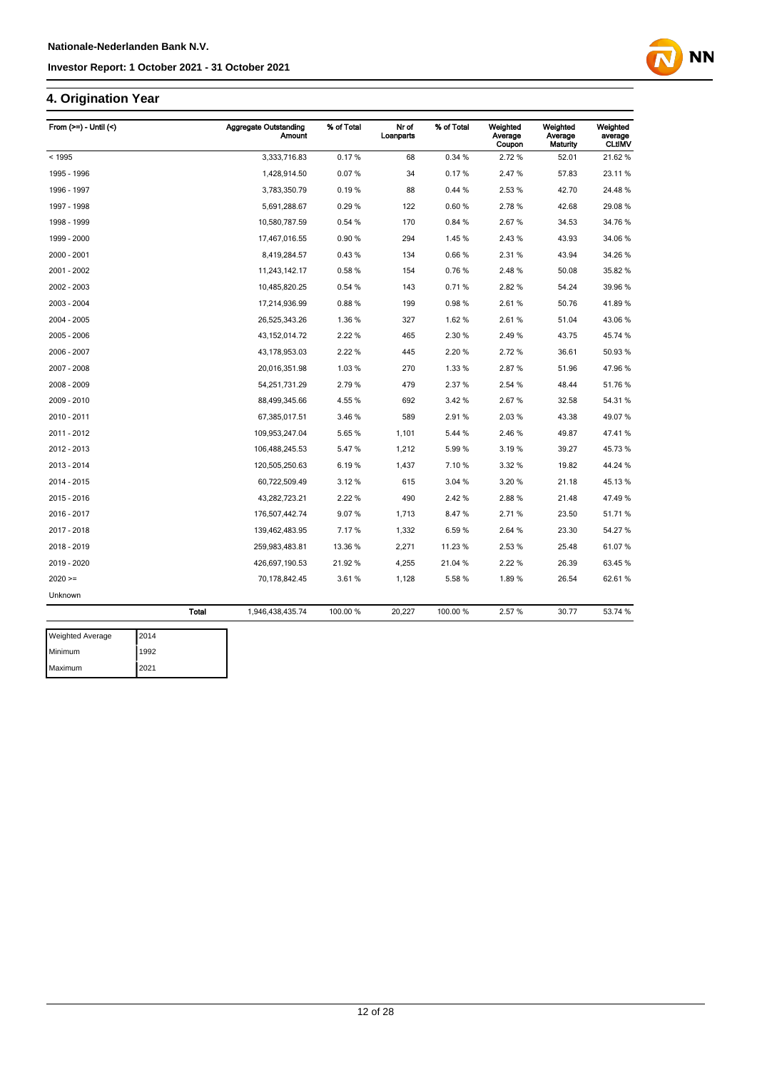## 4. Origination Year

| From (>=) - Until (<) | Aggregate Outstanding Amount | % of Total | Nr of Loanparts | % of Total | Weighted Average Coupon | Weighted Average Maturity | Weighted average CLtIMV |
|---|---|---|---|---|---|---|---|
| < 1995 | 3,333,716.83 | 0.17 % | 68 | 0.34 % | 2.72 % | 52.01 | 21.62 % |
| 1995 - 1996 | 1,428,914.50 | 0.07 % | 34 | 0.17 % | 2.47 % | 57.83 | 23.11 % |
| 1996 - 1997 | 3,783,350.79 | 0.19 % | 88 | 0.44 % | 2.53 % | 42.70 | 24.48 % |
| 1997 - 1998 | 5,691,288.67 | 0.29 % | 122 | 0.60 % | 2.78 % | 42.68 | 29.08 % |
| 1998 - 1999 | 10,580,787.59 | 0.54 % | 170 | 0.84 % | 2.67 % | 34.53 | 34.76 % |
| 1999 - 2000 | 17,467,016.55 | 0.90 % | 294 | 1.45 % | 2.43 % | 43.93 | 34.06 % |
| 2000 - 2001 | 8,419,284.57 | 0.43 % | 134 | 0.66 % | 2.31 % | 43.94 | 34.26 % |
| 2001 - 2002 | 11,243,142.17 | 0.58 % | 154 | 0.76 % | 2.48 % | 50.08 | 35.82 % |
| 2002 - 2003 | 10,485,820.25 | 0.54 % | 143 | 0.71 % | 2.82 % | 54.24 | 39.96 % |
| 2003 - 2004 | 17,214,936.99 | 0.88 % | 199 | 0.98 % | 2.61 % | 50.76 | 41.89 % |
| 2004 - 2005 | 26,525,343.26 | 1.36 % | 327 | 1.62 % | 2.61 % | 51.04 | 43.06 % |
| 2005 - 2006 | 43,152,014.72 | 2.22 % | 465 | 2.30 % | 2.49 % | 43.75 | 45.74 % |
| 2006 - 2007 | 43,178,953.03 | 2.22 % | 445 | 2.20 % | 2.72 % | 36.61 | 50.93 % |
| 2007 - 2008 | 20,016,351.98 | 1.03 % | 270 | 1.33 % | 2.87 % | 51.96 | 47.96 % |
| 2008 - 2009 | 54,251,731.29 | 2.79 % | 479 | 2.37 % | 2.54 % | 48.44 | 51.76 % |
| 2009 - 2010 | 88,499,345.66 | 4.55 % | 692 | 3.42 % | 2.67 % | 32.58 | 54.31 % |
| 2010 - 2011 | 67,385,017.51 | 3.46 % | 589 | 2.91 % | 2.03 % | 43.38 | 49.07 % |
| 2011 - 2012 | 109,953,247.04 | 5.65 % | 1,101 | 5.44 % | 2.46 % | 49.87 | 47.41 % |
| 2012 - 2013 | 106,488,245.53 | 5.47 % | 1,212 | 5.99 % | 3.19 % | 39.27 | 45.73 % |
| 2013 - 2014 | 120,505,250.63 | 6.19 % | 1,437 | 7.10 % | 3.32 % | 19.82 | 44.24 % |
| 2014 - 2015 | 60,722,509.49 | 3.12 % | 615 | 3.04 % | 3.20 % | 21.18 | 45.13 % |
| 2015 - 2016 | 43,282,723.21 | 2.22 % | 490 | 2.42 % | 2.88 % | 21.48 | 47.49 % |
| 2016 - 2017 | 176,507,442.74 | 9.07 % | 1,713 | 8.47 % | 2.71 % | 23.50 | 51.71 % |
| 2017 - 2018 | 139,462,483.95 | 7.17 % | 1,332 | 6.59 % | 2.64 % | 23.30 | 54.27 % |
| 2018 - 2019 | 259,983,483.81 | 13.36 % | 2,271 | 11.23 % | 2.53 % | 25.48 | 61.07 % |
| 2019 - 2020 | 426,697,190.53 | 21.92 % | 4,255 | 21.04 % | 2.22 % | 26.39 | 63.45 % |
| 2020 >= | 70,178,842.45 | 3.61 % | 1,128 | 5.58 % | 1.89 % | 26.54 | 62.61 % |
| Unknown | | | | | | | |
| **Total** | 1,946,438,435.74 | 100.00 % | 20,227 | 100.00 % | 2.57 % | 30.77 | 53.74 % |

| Weighted Average | 2014 |
|---|---|
| Minimum | 1992 |
| Maximum | 2021 |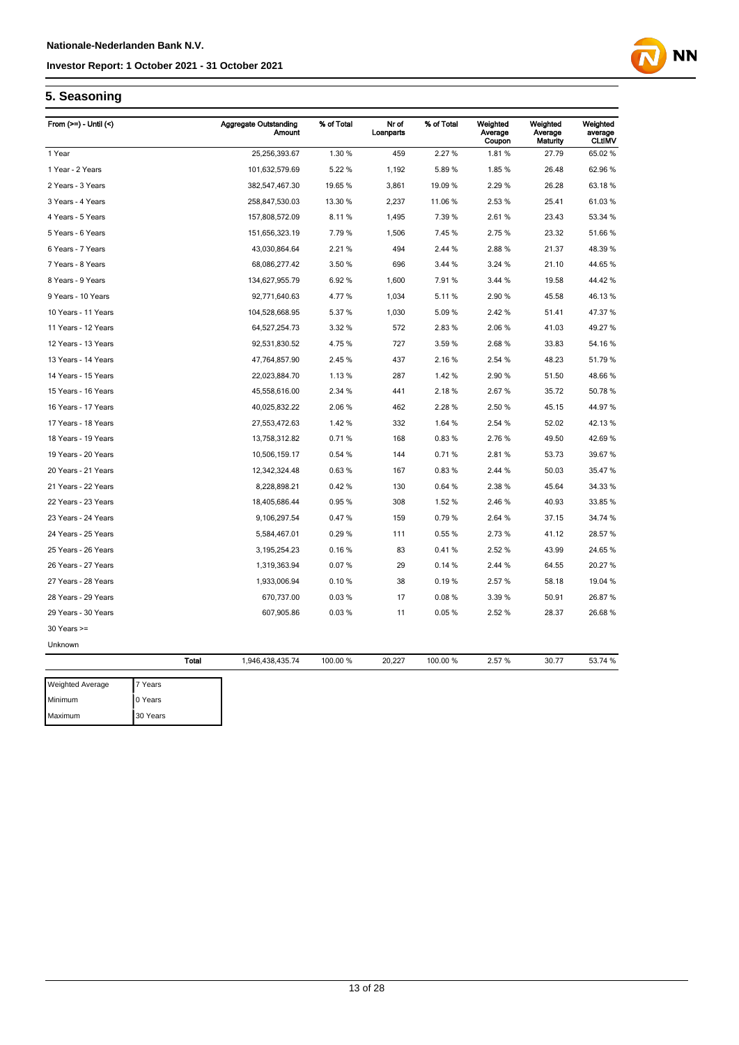## 5. Seasoning

| From (>=) - Until (<) | Aggregate Outstanding Amount | % of Total | Nr of Loanparts | % of Total | Weighted Average Coupon | Weighted Average Maturity | Weighted average CLtIMV |
|---|---|---|---|---|---|---|---|
| 1 Year | 25,256,393.67 | 1.30 % | 459 | 2.27 % | 1.81 % | 27.79 | 65.02 % |
| 1 Year - 2 Years | 101,632,579.69 | 5.22 % | 1,192 | 5.89 % | 1.85 % | 26.48 | 62.96 % |
| 2 Years - 3 Years | 382,547,467.30 | 19.65 % | 3,861 | 19.09 % | 2.29 % | 26.28 | 63.18 % |
| 3 Years - 4 Years | 258,847,530.03 | 13.30 % | 2,237 | 11.06 % | 2.53 % | 25.41 | 61.03 % |
| 4 Years - 5 Years | 157,808,572.09 | 8.11 % | 1,495 | 7.39 % | 2.61 % | 23.43 | 53.34 % |
| 5 Years - 6 Years | 151,656,323.19 | 7.79 % | 1,506 | 7.45 % | 2.75 % | 23.32 | 51.66 % |
| 6 Years - 7 Years | 43,030,864.64 | 2.21 % | 494 | 2.44 % | 2.88 % | 21.37 | 48.39 % |
| 7 Years - 8 Years | 68,086,277.42 | 3.50 % | 696 | 3.44 % | 3.24 % | 21.10 | 44.65 % |
| 8 Years - 9 Years | 134,627,955.79 | 6.92 % | 1,600 | 7.91 % | 3.44 % | 19.58 | 44.42 % |
| 9 Years - 10 Years | 92,771,640.63 | 4.77 % | 1,034 | 5.11 % | 2.90 % | 45.58 | 46.13 % |
| 10 Years - 11 Years | 104,528,668.95 | 5.37 % | 1,030 | 5.09 % | 2.42 % | 51.41 | 47.37 % |
| 11 Years - 12 Years | 64,527,254.73 | 3.32 % | 572 | 2.83 % | 2.06 % | 41.03 | 49.27 % |
| 12 Years - 13 Years | 92,531,830.52 | 4.75 % | 727 | 3.59 % | 2.68 % | 33.83 | 54.16 % |
| 13 Years - 14 Years | 47,764,857.90 | 2.45 % | 437 | 2.16 % | 2.54 % | 48.23 | 51.79 % |
| 14 Years - 15 Years | 22,023,884.70 | 1.13 % | 287 | 1.42 % | 2.90 % | 51.50 | 48.66 % |
| 15 Years - 16 Years | 45,558,616.00 | 2.34 % | 441 | 2.18 % | 2.67 % | 35.72 | 50.78 % |
| 16 Years - 17 Years | 40,025,832.22 | 2.06 % | 462 | 2.28 % | 2.50 % | 45.15 | 44.97 % |
| 17 Years - 18 Years | 27,553,472.63 | 1.42 % | 332 | 1.64 % | 2.54 % | 52.02 | 42.13 % |
| 18 Years - 19 Years | 13,758,312.82 | 0.71 % | 168 | 0.83 % | 2.76 % | 49.50 | 42.69 % |
| 19 Years - 20 Years | 10,506,159.17 | 0.54 % | 144 | 0.71 % | 2.81 % | 53.73 | 39.67 % |
| 20 Years - 21 Years | 12,342,324.48 | 0.63 % | 167 | 0.83 % | 2.44 % | 50.03 | 35.47 % |
| 21 Years - 22 Years | 8,228,898.21 | 0.42 % | 130 | 0.64 % | 2.38 % | 45.64 | 34.33 % |
| 22 Years - 23 Years | 18,405,686.44 | 0.95 % | 308 | 1.52 % | 2.46 % | 40.93 | 33.85 % |
| 23 Years - 24 Years | 9,106,297.54 | 0.47 % | 159 | 0.79 % | 2.64 % | 37.15 | 34.74 % |
| 24 Years - 25 Years | 5,584,467.01 | 0.29 % | 111 | 0.55 % | 2.73 % | 41.12 | 28.57 % |
| 25 Years - 26 Years | 3,195,254.23 | 0.16 % | 83 | 0.41 % | 2.52 % | 43.99 | 24.65 % |
| 26 Years - 27 Years | 1,319,363.94 | 0.07 % | 29 | 0.14 % | 2.44 % | 64.55 | 20.27 % |
| 27 Years - 28 Years | 1,933,006.94 | 0.10 % | 38 | 0.19 % | 2.57 % | 58.18 | 19.04 % |
| 28 Years - 29 Years | 670,737.00 | 0.03 % | 17 | 0.08 % | 3.39 % | 50.91 | 26.87 % |
| 29 Years - 30 Years | 607,905.86 | 0.03 % | 11 | 0.05 % | 2.52 % | 28.37 | 26.68 % |
| 30 Years >= | | | | | | | |
| Unknown | | | | | | | |
| **Total** | 1,946,438,435.74 | 100.00 % | 20,227 | 100.00 % | 2.57 % | 30.77 | 53.74 % |

| | |
|---|---|
| Weighted Average | 7 Years |
| Minimum | 0 Years |
| Maximum | 30 Years |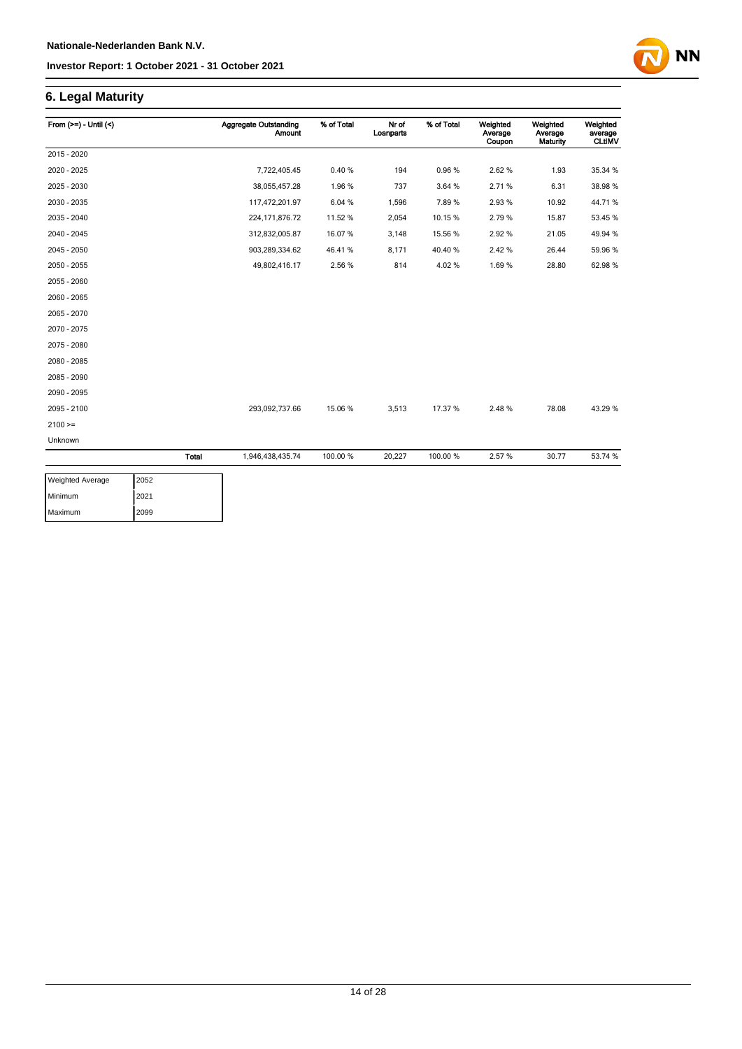## 6. Legal Maturity

| From (>=) - Until (<) | Aggregate Outstanding Amount | % of Total | Nr of Loanparts | % of Total | Weighted Average Coupon | Weighted Average Maturity | Weighted average CLtIMV |
|---|---|---|---|---|---|---|---|
| 2015 - 2020 | | | | | | | |
| 2020 - 2025 | 7,722,405.45 | 0.40 % | 194 | 0.96 % | 2.62 % | 1.93 | 35.34 % |
| 2025 - 2030 | 38,055,457.28 | 1.96 % | 737 | 3.64 % | 2.71 % | 6.31 | 38.98 % |
| 2030 - 2035 | 117,472,201.97 | 6.04 % | 1,596 | 7.89 % | 2.93 % | 10.92 | 44.71 % |
| 2035 - 2040 | 224,171,876.72 | 11.52 % | 2,054 | 10.15 % | 2.79 % | 15.87 | 53.45 % |
| 2040 - 2045 | 312,832,005.87 | 16.07 % | 3,148 | 15.56 % | 2.92 % | 21.05 | 49.94 % |
| 2045 - 2050 | 903,289,334.62 | 46.41 % | 8,171 | 40.40 % | 2.42 % | 26.44 | 59.96 % |
| 2050 - 2055 | 49,802,416.17 | 2.56 % | 814 | 4.02 % | 1.69 % | 28.80 | 62.98 % |
| 2055 - 2060 | | | | | | | |
| 2060 - 2065 | | | | | | | |
| 2065 - 2070 | | | | | | | |
| 2070 - 2075 | | | | | | | |
| 2075 - 2080 | | | | | | | |
| 2080 - 2085 | | | | | | | |
| 2085 - 2090 | | | | | | | |
| 2090 - 2095 | | | | | | | |
| 2095 - 2100 | 293,092,737.66 | 15.06 % | 3,513 | 17.37 % | 2.48 % | 78.08 | 43.29 % |
| 2100 >= | | | | | | | |
| Unknown | | | | | | | |
| **Total** | 1,946,438,435.74 | 100.00 % | 20,227 | 100.00 % | 2.57 % | 30.77 | 53.74 % |

| | |
|---|---|
| Weighted Average | 2052 |
| Minimum | 2021 |
| Maximum | 2099 |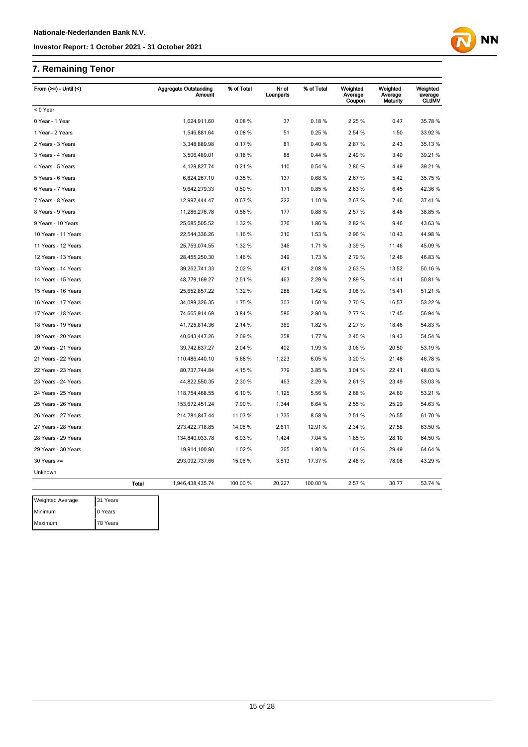## 7. Remaining Tenor

| From (>=) - Until (<) | Aggregate Outstanding Amount | % of Total | Nr of Loanparts | % of Total | Weighted Average Coupon | Weighted Average Maturity | Weighted average CLtIMV |
|---|---|---|---|---|---|---|---|
| < 0 Year | | | | | | | |
| 0 Year - 1 Year | 1,624,911.60 | 0.08 % | 37 | 0.18 % | 2.25 % | 0.47 | 35.78 % |
| 1 Year - 2 Years | 1,546,881.64 | 0.08 % | 51 | 0.25 % | 2.54 % | 1.50 | 33.92 % |
| 2 Years - 3 Years | 3,348,889.98 | 0.17 % | 81 | 0.40 % | 2.87 % | 2.43 | 35.13 % |
| 3 Years - 4 Years | 3,506,489.01 | 0.18 % | 88 | 0.44 % | 2.49 % | 3.40 | 39.21 % |
| 4 Years - 5 Years | 4,129,827.74 | 0.21 % | 110 | 0.54 % | 2.86 % | 4.49 | 39.21 % |
| 5 Years - 6 Years | 6,824,267.10 | 0.35 % | 137 | 0.68 % | 2.67 % | 5.42 | 35.75 % |
| 6 Years - 7 Years | 9,642,279.33 | 0.50 % | 171 | 0.85 % | 2.83 % | 6.45 | 42.36 % |
| 7 Years - 8 Years | 12,997,444.47 | 0.67 % | 222 | 1.10 % | 2.67 % | 7.46 | 37.41 % |
| 8 Years - 9 Years | 11,286,276.78 | 0.58 % | 177 | 0.88 % | 2.57 % | 8.48 | 38.85 % |
| 9 Years - 10 Years | 25,685,505.52 | 1.32 % | 376 | 1.86 % | 2.82 % | 9.46 | 43.63 % |
| 10 Years - 11 Years | 22,544,336.26 | 1.16 % | 310 | 1.53 % | 2.96 % | 10.43 | 44.98 % |
| 11 Years - 12 Years | 25,759,074.55 | 1.32 % | 346 | 1.71 % | 3.39 % | 11.46 | 45.09 % |
| 12 Years - 13 Years | 28,455,250.30 | 1.46 % | 349 | 1.73 % | 2.79 % | 12.46 | 46.83 % |
| 13 Years - 14 Years | 39,262,741.33 | 2.02 % | 421 | 2.08 % | 2.63 % | 13.52 | 50.16 % |
| 14 Years - 15 Years | 48,779,169.27 | 2.51 % | 463 | 2.29 % | 2.89 % | 14.41 | 50.81 % |
| 15 Years - 16 Years | 25,652,857.22 | 1.32 % | 288 | 1.42 % | 3.08 % | 15.41 | 51.21 % |
| 16 Years - 17 Years | 34,089,326.35 | 1.75 % | 303 | 1.50 % | 2.70 % | 16.57 | 53.22 % |
| 17 Years - 18 Years | 74,665,914.69 | 3.84 % | 586 | 2.90 % | 2.77 % | 17.45 | 56.94 % |
| 18 Years - 19 Years | 41,725,814.36 | 2.14 % | 369 | 1.82 % | 2.27 % | 18.46 | 54.83 % |
| 19 Years - 20 Years | 40,643,447.26 | 2.09 % | 358 | 1.77 % | 2.45 % | 19.43 | 54.54 % |
| 20 Years - 21 Years | 39,742,637.27 | 2.04 % | 402 | 1.99 % | 3.06 % | 20.50 | 53.19 % |
| 21 Years - 22 Years | 110,486,440.10 | 5.68 % | 1,223 | 6.05 % | 3.20 % | 21.48 | 46.78 % |
| 22 Years - 23 Years | 80,737,744.84 | 4.15 % | 779 | 3.85 % | 3.04 % | 22.41 | 48.03 % |
| 23 Years - 24 Years | 44,822,550.35 | 2.30 % | 463 | 2.29 % | 2.61 % | 23.49 | 53.03 % |
| 24 Years - 25 Years | 118,754,468.55 | 6.10 % | 1,125 | 5.56 % | 2.68 % | 24.60 | 53.21 % |
| 25 Years - 26 Years | 153,672,451.24 | 7.90 % | 1,344 | 6.64 % | 2.55 % | 25.29 | 54.63 % |
| 26 Years - 27 Years | 214,781,847.44 | 11.03 % | 1,735 | 8.58 % | 2.51 % | 26.55 | 61.70 % |
| 27 Years - 28 Years | 273,422,718.85 | 14.05 % | 2,611 | 12.91 % | 2.34 % | 27.58 | 63.50 % |
| 28 Years - 29 Years | 134,840,033.78 | 6.93 % | 1,424 | 7.04 % | 1.85 % | 28.10 | 64.50 % |
| 29 Years - 30 Years | 19,914,100.90 | 1.02 % | 365 | 1.80 % | 1.61 % | 29.49 | 64.64 % |
| 30 Years >= | 293,092,737.66 | 15.06 % | 3,513 | 17.37 % | 2.48 % | 78.08 | 43.29 % |
| Unknown | | | | | | | |
| **Total** | 1,946,438,435.74 | 100.00 % | 20,227 | 100.00 % | 2.57 % | 30.77 | 53.74 % |

| Weighted Average | 31 Years |
|---|---|
| Minimum | 0 Years |
| Maximum | 78 Years |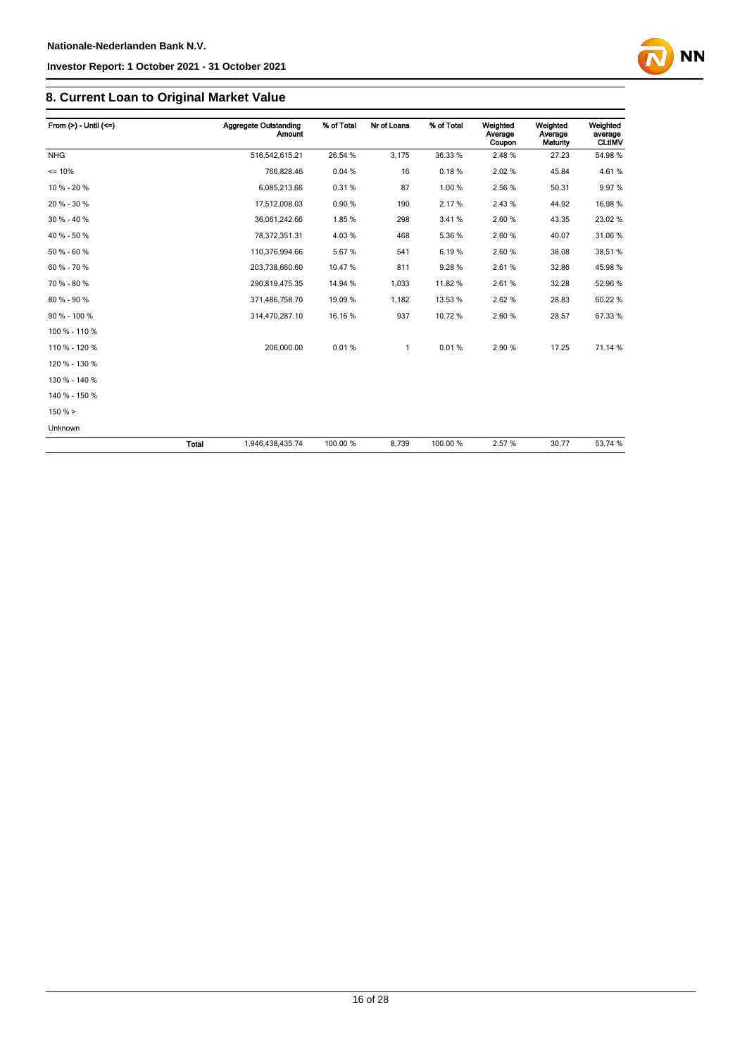## 8. Current Loan to Original Market Value

| From (>) - Until (<=) | | Aggregate Outstanding Amount | % of Total | Nr of Loans | % of Total | Weighted Average Coupon | Weighted Average Maturity | Weighted average CLtIMV |
|---|---|---|---|---|---|---|---|---|
| NHG | | 516,542,615.21 | 26.54 % | 3,175 | 36.33 % | 2.48 % | 27.23 | 54.98 % |
| <= 10% | | 766,828.46 | 0.04 % | 16 | 0.18 % | 2.02 % | 45.84 | 4.61 % |
| 10 % - 20 % | | 6,085,213.66 | 0.31 % | 87 | 1.00 % | 2.56 % | 50.31 | 9.97 % |
| 20 % - 30 % | | 17,512,008.03 | 0.90 % | 190 | 2.17 % | 2.43 % | 44.92 | 16.98 % |
| 30 % - 40 % | | 36,061,242.66 | 1.85 % | 298 | 3.41 % | 2.60 % | 43.35 | 23.02 % |
| 40 % - 50 % | | 78,372,351.31 | 4.03 % | 468 | 5.36 % | 2.60 % | 40.07 | 31.06 % |
| 50 % - 60 % | | 110,376,994.66 | 5.67 % | 541 | 6.19 % | 2.60 % | 38.08 | 38.51 % |
| 60 % - 70 % | | 203,738,660.60 | 10.47 % | 811 | 9.28 % | 2.61 % | 32.86 | 45.98 % |
| 70 % - 80 % | | 290,819,475.35 | 14.94 % | 1,033 | 11.82 % | 2.61 % | 32.28 | 52.96 % |
| 80 % - 90 % | | 371,486,758.70 | 19.09 % | 1,182 | 13.53 % | 2.62 % | 28.83 | 60.22 % |
| 90 % - 100 % | | 314,470,287.10 | 16.16 % | 937 | 10.72 % | 2.60 % | 28.57 | 67.33 % |
| 100 % - 110 % | | | | | | | | |
| 110 % - 120 % | | 206,000.00 | 0.01 % | 1 | 0.01 % | 2.90 % | 17.25 | 71.14 % |
| 120 % - 130 % | | | | | | | | |
| 130 % - 140 % | | | | | | | | |
| 140 % - 150 % | | | | | | | | |
| 150 % > | | | | | | | | |
| Unknown | | | | | | | | |
| | **Total** | 1,946,438,435.74 | 100.00 % | 8,739 | 100.00 % | 2.57 % | 30.77 | 53.74 % |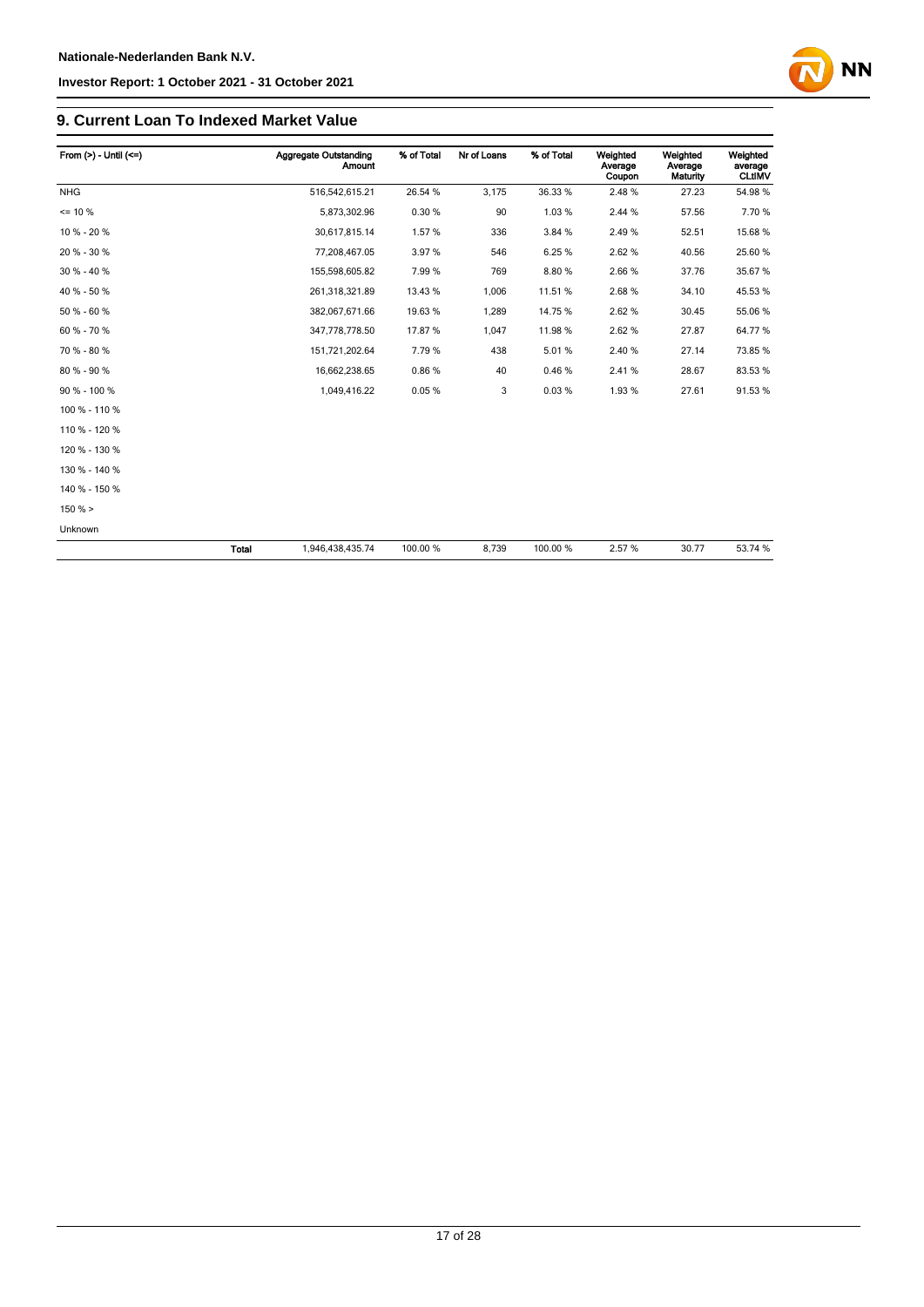## 9. Current Loan To Indexed Market Value

| From (>) - Until (<=) | | Aggregate Outstanding Amount | % of Total | Nr of Loans | % of Total | Weighted Average Coupon | Weighted Average Maturity | Weighted average CLtIMV |
|---|---|---|---|---|---|---|---|---|
| NHG | | 516,542,615.21 | 26.54 % | 3,175 | 36.33 % | 2.48 % | 27.23 | 54.98 % |
| <= 10 % | | 5,873,302.96 | 0.30 % | 90 | 1.03 % | 2.44 % | 57.56 | 7.70 % |
| 10 % - 20 % | | 30,617,815.14 | 1.57 % | 336 | 3.84 % | 2.49 % | 52.51 | 15.68 % |
| 20 % - 30 % | | 77,208,467.05 | 3.97 % | 546 | 6.25 % | 2.62 % | 40.56 | 25.60 % |
| 30 % - 40 % | | 155,598,605.82 | 7.99 % | 769 | 8.80 % | 2.66 % | 37.76 | 35.67 % |
| 40 % - 50 % | | 261,318,321.89 | 13.43 % | 1,006 | 11.51 % | 2.68 % | 34.10 | 45.53 % |
| 50 % - 60 % | | 382,067,671.66 | 19.63 % | 1,289 | 14.75 % | 2.62 % | 30.45 | 55.06 % |
| 60 % - 70 % | | 347,778,778.50 | 17.87 % | 1,047 | 11.98 % | 2.62 % | 27.87 | 64.77 % |
| 70 % - 80 % | | 151,721,202.64 | 7.79 % | 438 | 5.01 % | 2.40 % | 27.14 | 73.85 % |
| 80 % - 90 % | | 16,662,238.65 | 0.86 % | 40 | 0.46 % | 2.41 % | 28.67 | 83.53 % |
| 90 % - 100 % | | 1,049,416.22 | 0.05 % | 3 | 0.03 % | 1.93 % | 27.61 | 91.53 % |
| 100 % - 110 % | | | | | | | | |
| 110 % - 120 % | | | | | | | | |
| 120 % - 130 % | | | | | | | | |
| 130 % - 140 % | | | | | | | | |
| 140 % - 150 % | | | | | | | | |
| 150 % > | | | | | | | | |
| Unknown | | | | | | | | |
| | **Total** | 1,946,438,435.74 | 100.00 % | 8,739 | 100.00 % | 2.57 % | 30.77 | 53.74 % |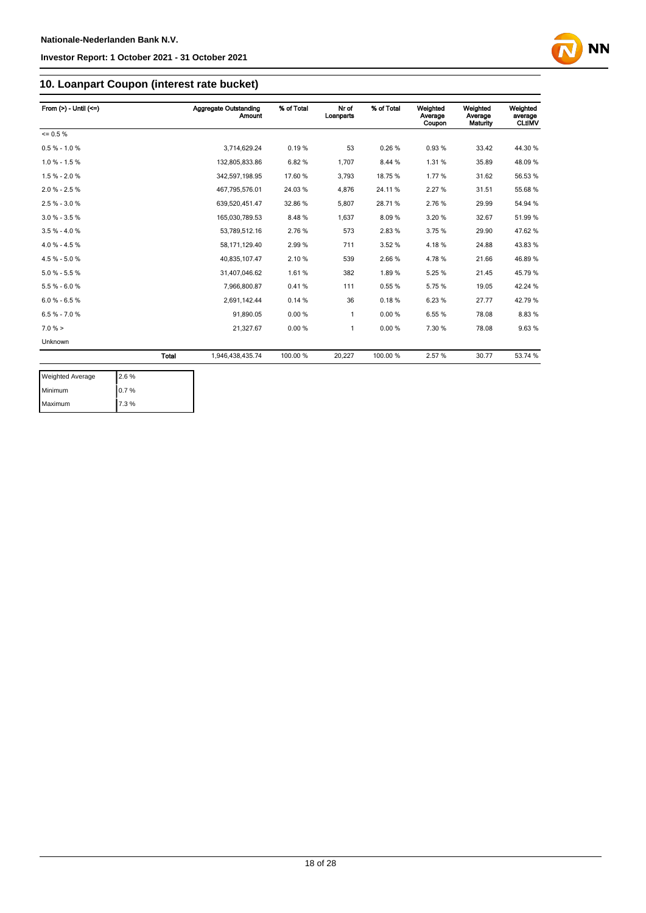## 10. Loanpart Coupon (interest rate bucket)

| From (>) - Until (<=) | | Aggregate Outstanding Amount | % of Total | Nr of Loanparts | % of Total | Weighted Average Coupon | Weighted Average Maturity | Weighted average CLtIMV |
|---|---|---|---|---|---|---|---|---|
| <= 0.5 % | | | | | | | | |
| 0.5 % - 1.0 % | | 3,714,629.24 | 0.19 % | 53 | 0.26 % | 0.93 % | 33.42 | 44.30 % |
| 1.0 % - 1.5 % | | 132,805,833.86 | 6.82 % | 1,707 | 8.44 % | 1.31 % | 35.89 | 48.09 % |
| 1.5 % - 2.0 % | | 342,597,198.95 | 17.60 % | 3,793 | 18.75 % | 1.77 % | 31.62 | 56.53 % |
| 2.0 % - 2.5 % | | 467,795,576.01 | 24.03 % | 4,876 | 24.11 % | 2.27 % | 31.51 | 55.68 % |
| 2.5 % - 3.0 % | | 639,520,451.47 | 32.86 % | 5,807 | 28.71 % | 2.76 % | 29.99 | 54.94 % |
| 3.0 % - 3.5 % | | 165,030,789.53 | 8.48 % | 1,637 | 8.09 % | 3.20 % | 32.67 | 51.99 % |
| 3.5 % - 4.0 % | | 53,789,512.16 | 2.76 % | 573 | 2.83 % | 3.75 % | 29.90 | 47.62 % |
| 4.0 % - 4.5 % | | 58,171,129.40 | 2.99 % | 711 | 3.52 % | 4.18 % | 24.88 | 43.83 % |
| 4.5 % - 5.0 % | | 40,835,107.47 | 2.10 % | 539 | 2.66 % | 4.78 % | 21.66 | 46.89 % |
| 5.0 % - 5.5 % | | 31,407,046.62 | 1.61 % | 382 | 1.89 % | 5.25 % | 21.45 | 45.79 % |
| 5.5 % - 6.0 % | | 7,966,800.87 | 0.41 % | 111 | 0.55 % | 5.75 % | 19.05 | 42.24 % |
| 6.0 % - 6.5 % | | 2,691,142.44 | 0.14 % | 36 | 0.18 % | 6.23 % | 27.77 | 42.79 % |
| 6.5 % - 7.0 % | | 91,890.05 | 0.00 % | 1 | 0.00 % | 6.55 % | 78.08 | 8.83 % |
| 7.0 % > | | 21,327.67 | 0.00 % | 1 | 0.00 % | 7.30 % | 78.08 | 9.63 % |
| Unknown | | | | | | | | |
| | Total | 1,946,438,435.74 | 100.00 % | 20,227 | 100.00 % | 2.57 % | 30.77 | 53.74 % |

| Weighted Average | 2.6 % |
|---|---|
| Minimum | 0.7 % |
| Maximum | 7.3 % |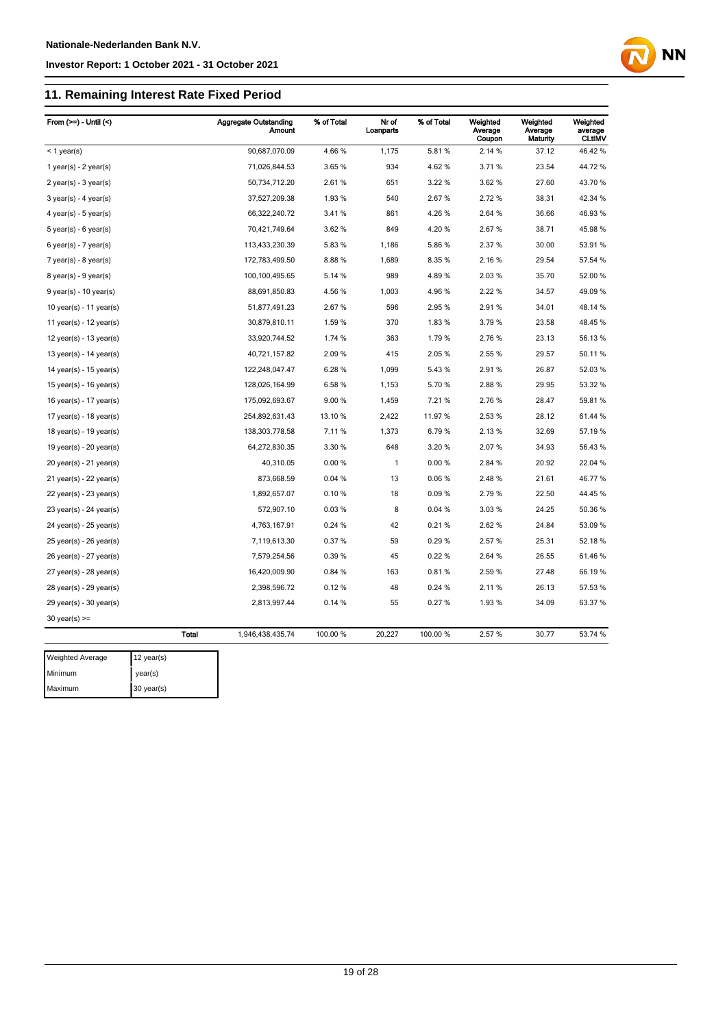## 11. Remaining Interest Rate Fixed Period

| From (>=) - Until (<) | | Aggregate Outstanding Amount | % of Total | Nr of Loanparts | % of Total | Weighted Average Coupon | Weighted Average Maturity | Weighted average CLtIMV |
|---|---|---|---|---|---|---|---|---|
| < 1 year(s) | | 90,687,070.09 | 4.66 % | 1,175 | 5.81 % | 2.14 % | 37.12 | 46.42 % |
| 1 year(s) - 2 year(s) | | 71,026,844.53 | 3.65 % | 934 | 4.62 % | 3.71 % | 23.54 | 44.72 % |
| 2 year(s) - 3 year(s) | | 50,734,712.20 | 2.61 % | 651 | 3.22 % | 3.62 % | 27.60 | 43.70 % |
| 3 year(s) - 4 year(s) | | 37,527,209.38 | 1.93 % | 540 | 2.67 % | 2.72 % | 38.31 | 42.34 % |
| 4 year(s) - 5 year(s) | | 66,322,240.72 | 3.41 % | 861 | 4.26 % | 2.64 % | 36.66 | 46.93 % |
| 5 year(s) - 6 year(s) | | 70,421,749.64 | 3.62 % | 849 | 4.20 % | 2.67 % | 38.71 | 45.98 % |
| 6 year(s) - 7 year(s) | | 113,433,230.39 | 5.83 % | 1,186 | 5.86 % | 2.37 % | 30.00 | 53.91 % |
| 7 year(s) - 8 year(s) | | 172,783,499.50 | 8.88 % | 1,689 | 8.35 % | 2.16 % | 29.54 | 57.54 % |
| 8 year(s) - 9 year(s) | | 100,100,495.65 | 5.14 % | 989 | 4.89 % | 2.03 % | 35.70 | 52.00 % |
| 9 year(s) - 10 year(s) | | 88,691,850.83 | 4.56 % | 1,003 | 4.96 % | 2.22 % | 34.57 | 49.09 % |
| 10 year(s) - 11 year(s) | | 51,877,491.23 | 2.67 % | 596 | 2.95 % | 2.91 % | 34.01 | 48.14 % |
| 11 year(s) - 12 year(s) | | 30,879,810.11 | 1.59 % | 370 | 1.83 % | 3.79 % | 23.58 | 48.45 % |
| 12 year(s) - 13 year(s) | | 33,920,744.52 | 1.74 % | 363 | 1.79 % | 2.76 % | 23.13 | 56.13 % |
| 13 year(s) - 14 year(s) | | 40,721,157.82 | 2.09 % | 415 | 2.05 % | 2.55 % | 29.57 | 50.11 % |
| 14 year(s) - 15 year(s) | | 122,248,047.47 | 6.28 % | 1,099 | 5.43 % | 2.91 % | 26.87 | 52.03 % |
| 15 year(s) - 16 year(s) | | 128,026,164.99 | 6.58 % | 1,153 | 5.70 % | 2.88 % | 29.95 | 53.32 % |
| 16 year(s) - 17 year(s) | | 175,092,693.67 | 9.00 % | 1,459 | 7.21 % | 2.76 % | 28.47 | 59.81 % |
| 17 year(s) - 18 year(s) | | 254,892,631.43 | 13.10 % | 2,422 | 11.97 % | 2.53 % | 28.12 | 61.44 % |
| 18 year(s) - 19 year(s) | | 138,303,778.58 | 7.11 % | 1,373 | 6.79 % | 2.13 % | 32.69 | 57.19 % |
| 19 year(s) - 20 year(s) | | 64,272,830.35 | 3.30 % | 648 | 3.20 % | 2.07 % | 34.93 | 56.43 % |
| 20 year(s) - 21 year(s) | | 40,310.05 | 0.00 % | 1 | 0.00 % | 2.84 % | 20.92 | 22.04 % |
| 21 year(s) - 22 year(s) | | 873,668.59 | 0.04 % | 13 | 0.06 % | 2.48 % | 21.61 | 46.77 % |
| 22 year(s) - 23 year(s) | | 1,892,657.07 | 0.10 % | 18 | 0.09 % | 2.79 % | 22.50 | 44.45 % |
| 23 year(s) - 24 year(s) | | 572,907.10 | 0.03 % | 8 | 0.04 % | 3.03 % | 24.25 | 50.36 % |
| 24 year(s) - 25 year(s) | | 4,763,167.91 | 0.24 % | 42 | 0.21 % | 2.62 % | 24.84 | 53.09 % |
| 25 year(s) - 26 year(s) | | 7,119,613.30 | 0.37 % | 59 | 0.29 % | 2.57 % | 25.31 | 52.18 % |
| 26 year(s) - 27 year(s) | | 7,579,254.56 | 0.39 % | 45 | 0.22 % | 2.64 % | 26.55 | 61.46 % |
| 27 year(s) - 28 year(s) | | 16,420,009.90 | 0.84 % | 163 | 0.81 % | 2.59 % | 27.48 | 66.19 % |
| 28 year(s) - 29 year(s) | | 2,398,596.72 | 0.12 % | 48 | 0.24 % | 2.11 % | 26.13 | 57.53 % |
| 29 year(s) - 30 year(s) | | 2,813,997.44 | 0.14 % | 55 | 0.27 % | 1.93 % | 34.09 | 63.37 % |
| 30 year(s) >= | | | | | | | | |
| | **Total** | 1,946,438,435.74 | 100.00 % | 20,227 | 100.00 % | 2.57 % | 30.77 | 53.74 % |

| | |
|---|---|
| Weighted Average | 12 year(s) |
| Minimum | year(s) |
| Maximum | 30 year(s) |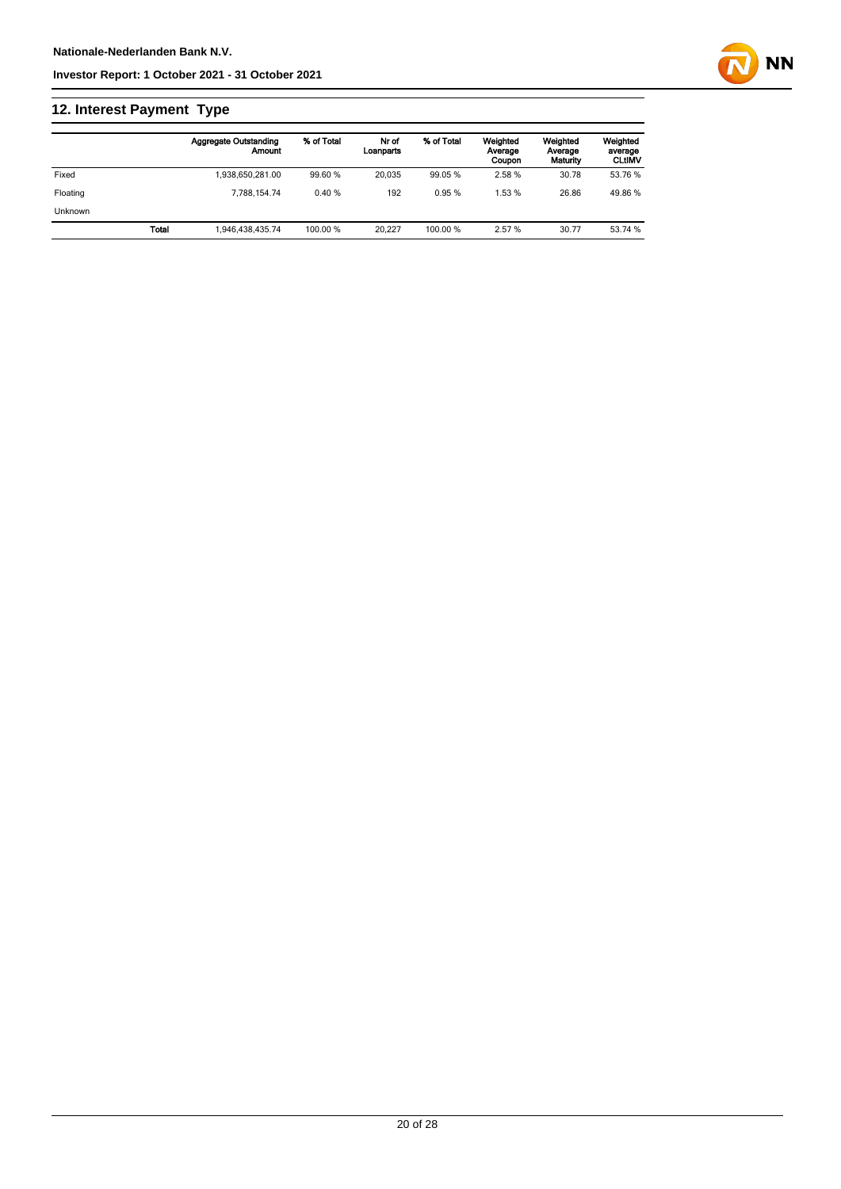## 12. Interest Payment Type

| | Aggregate Outstanding Amount | % of Total | Nr of Loanparts | % of Total | Weighted Average Coupon | Weighted Average Maturity | Weighted average CLtIMV |
|---|---|---|---|---|---|---|---|
| Fixed | 1,938,650,281.00 | 99.60 % | 20,035 | 99.05 % | 2.58 % | 30.78 | 53.76 % |
| Floating | 7,788,154.74 | 0.40 % | 192 | 0.95 % | 1.53 % | 26.86 | 49.86 % |
| Unknown | | | | | | | |
| **Total** | 1,946,438,435.74 | 100.00 % | 20,227 | 100.00 % | 2.57 % | 30.77 | 53.74 % |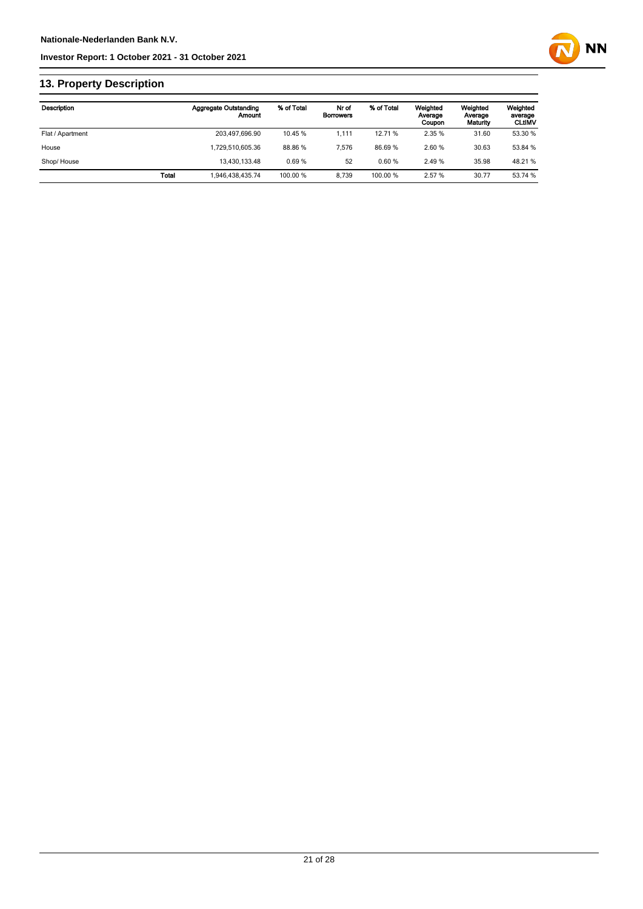## 13. Property Description

| Description | | Aggregate Outstanding Amount | % of Total | Nr of Borrowers | % of Total | Weighted Average Coupon | Weighted Average Maturity | Weighted average CLtIMV |
|---|---|---|---|---|---|---|---|---|
| Flat / Apartment | | 203,497,696.90 | 10.45 % | 1,111 | 12.71 % | 2.35 % | 31.60 | 53.30 % |
| House | | 1,729,510,605.36 | 88.86 % | 7,576 | 86.69 % | 2.60 % | 30.63 | 53.84 % |
| Shop/ House | | 13,430,133.48 | 0.69 % | 52 | 0.60 % | 2.49 % | 35.98 | 48.21 % |
| | **Total** | 1,946,438,435.74 | 100.00 % | 8,739 | 100.00 % | 2.57 % | 30.77 | 53.74 % |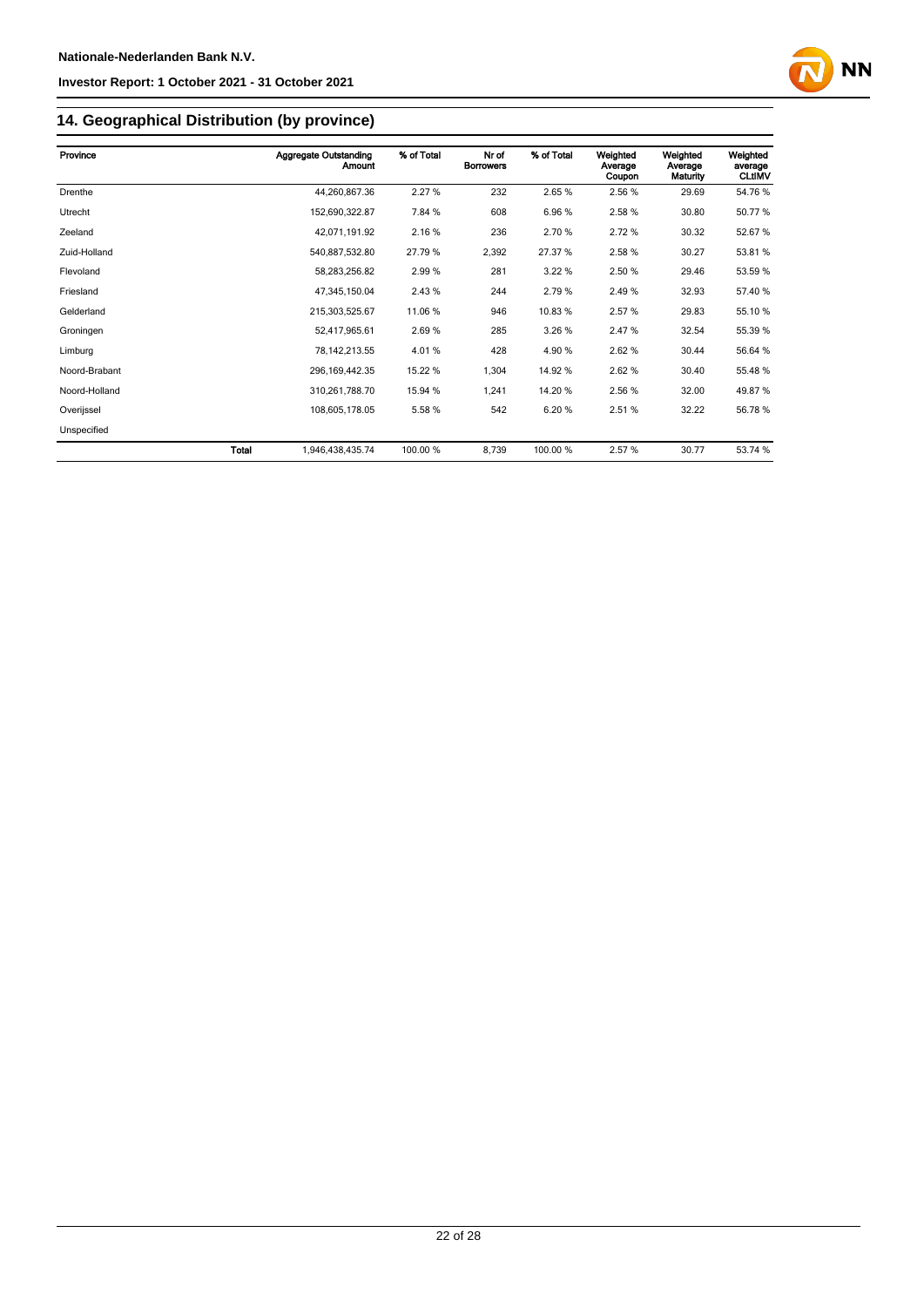## 14. Geographical Distribution (by province)

| Province | | Aggregate Outstanding Amount | % of Total | Nr of Borrowers | % of Total | Weighted Average Coupon | Weighted Average Maturity | Weighted average CLtIMV |
|---|---|---|---|---|---|---|---|---|
| Drenthe | | 44,260,867.36 | 2.27 % | 232 | 2.65 % | 2.56 % | 29.69 | 54.76 % |
| Utrecht | | 152,690,322.87 | 7.84 % | 608 | 6.96 % | 2.58 % | 30.80 | 50.77 % |
| Zeeland | | 42,071,191.92 | 2.16 % | 236 | 2.70 % | 2.72 % | 30.32 | 52.67 % |
| Zuid-Holland | | 540,887,532.80 | 27.79 % | 2,392 | 27.37 % | 2.58 % | 30.27 | 53.81 % |
| Flevoland | | 58,283,256.82 | 2.99 % | 281 | 3.22 % | 2.50 % | 29.46 | 53.59 % |
| Friesland | | 47,345,150.04 | 2.43 % | 244 | 2.79 % | 2.49 % | 32.93 | 57.40 % |
| Gelderland | | 215,303,525.67 | 11.06 % | 946 | 10.83 % | 2.57 % | 29.83 | 55.10 % |
| Groningen | | 52,417,965.61 | 2.69 % | 285 | 3.26 % | 2.47 % | 32.54 | 55.39 % |
| Limburg | | 78,142,213.55 | 4.01 % | 428 | 4.90 % | 2.62 % | 30.44 | 56.64 % |
| Noord-Brabant | | 296,169,442.35 | 15.22 % | 1,304 | 14.92 % | 2.62 % | 30.40 | 55.48 % |
| Noord-Holland | | 310,261,788.70 | 15.94 % | 1,241 | 14.20 % | 2.56 % | 32.00 | 49.87 % |
| Overijssel | | 108,605,178.05 | 5.58 % | 542 | 6.20 % | 2.51 % | 32.22 | 56.78 % |
| Unspecified | | | | | | | | |
| | **Total** | 1,946,438,435.74 | 100.00 % | 8,739 | 100.00 % | 2.57 % | 30.77 | 53.74 % |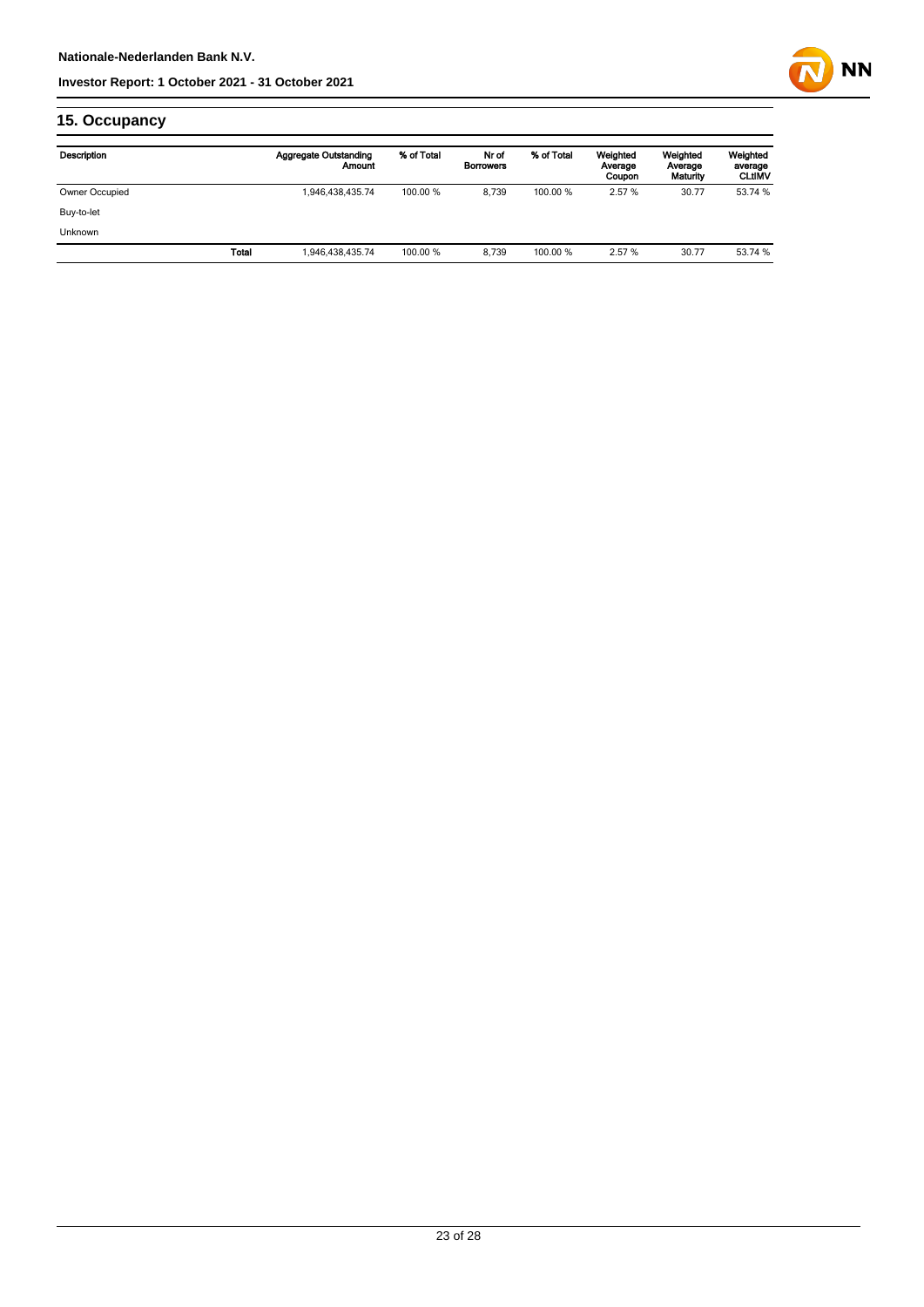## 15. Occupancy

| Description | | Aggregate Outstanding Amount | % of Total | Nr of Borrowers | % of Total | Weighted Average Coupon | Weighted Average Maturity | Weighted average CLtIMV |
|---|---|---|---|---|---|---|---|---|
| Owner Occupied | | 1,946,438,435.74 | 100.00 % | 8,739 | 100.00 % | 2.57 % | 30.77 | 53.74 % |
| Buy-to-let | | | | | | | | |
| Unknown | | | | | | | | |
| | Total | 1,946,438,435.74 | 100.00 % | 8,739 | 100.00 % | 2.57 % | 30.77 | 53.74 % |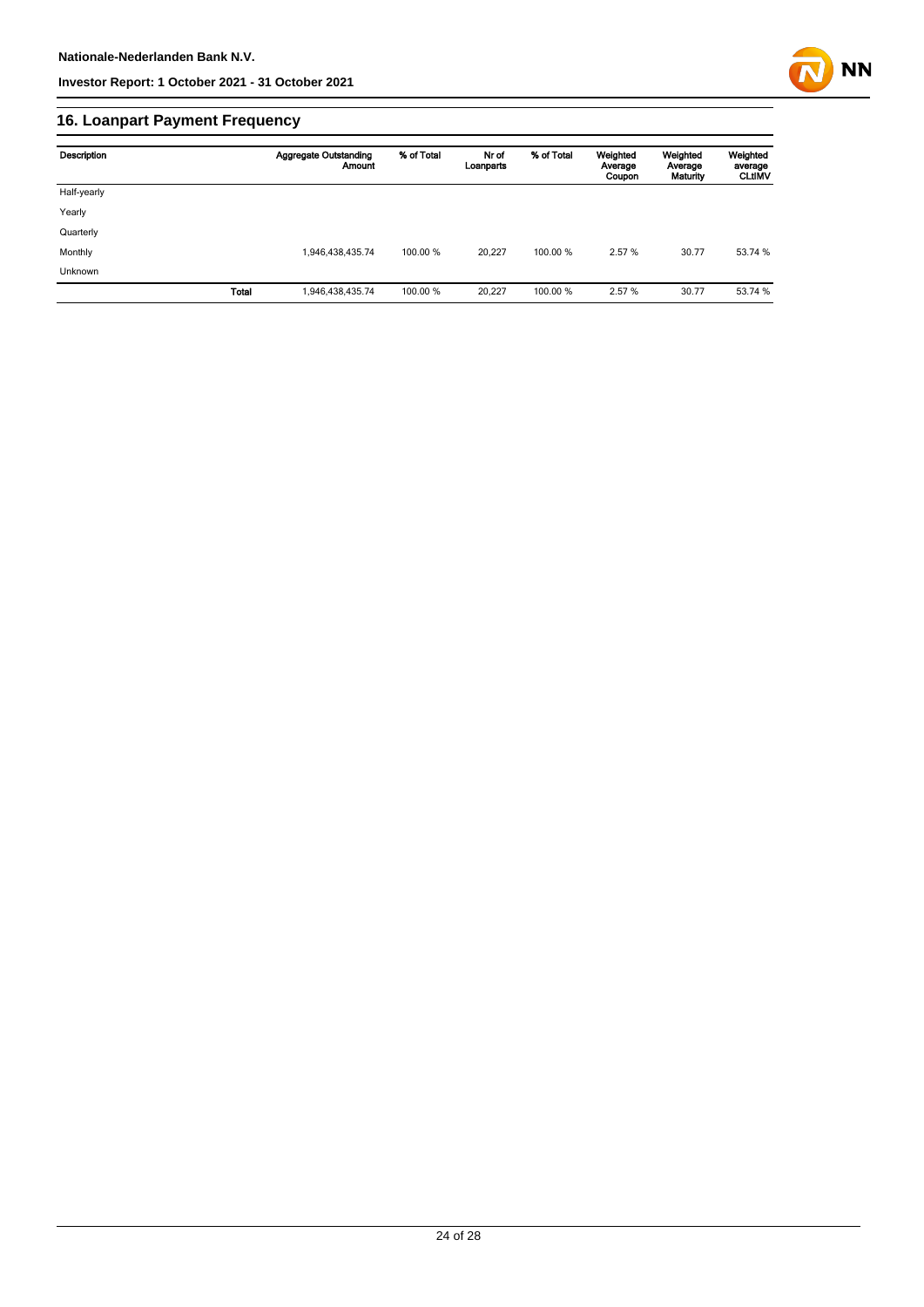## 16. Loanpart Payment Frequency

| Description | | Aggregate Outstanding Amount | % of Total | Nr of Loanparts | % of Total | Weighted Average Coupon | Weighted Average Maturity | Weighted average CLtIMV |
|---|---|---|---|---|---|---|---|---|
| Half-yearly | | | | | | | | |
| Yearly | | | | | | | | |
| Quarterly | | | | | | | | |
| Monthly | | 1,946,438,435.74 | 100.00 % | 20,227 | 100.00 % | 2.57 % | 30.77 | 53.74 % |
| Unknown | | | | | | | | |
| | **Total** | 1,946,438,435.74 | 100.00 % | 20,227 | 100.00 % | 2.57 % | 30.77 | 53.74 % |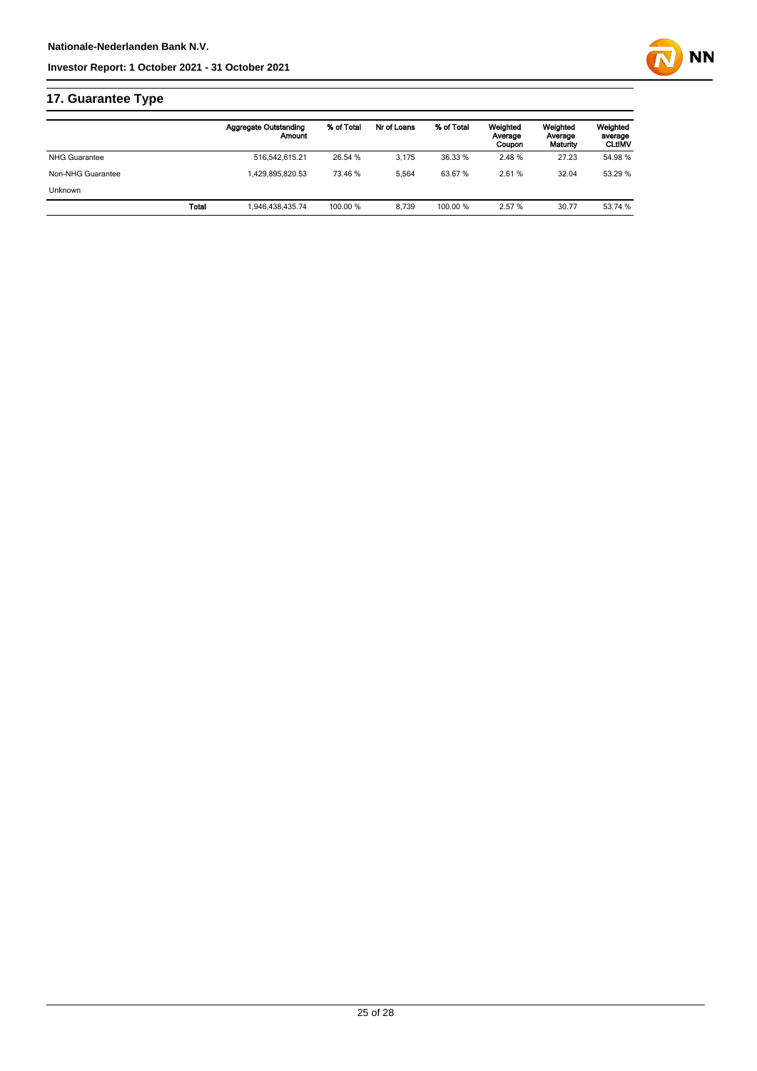## 17. Guarantee Type

| | | Aggregate Outstanding Amount | % of Total | Nr of Loans | % of Total | Weighted Average Coupon | Weighted Average Maturity | Weighted average CLtIMV |
|---|---|---|---|---|---|---|---|---|
| NHG Guarantee | | 516,542,615.21 | 26.54 % | 3,175 | 36.33 % | 2.48 % | 27.23 | 54.98 % |
| Non-NHG Guarantee | | 1,429,895,820.53 | 73.46 % | 5,564 | 63.67 % | 2.61 % | 32.04 | 53.29 % |
| Unknown | | | | | | | | |
| | **Total** | 1,946,438,435.74 | 100.00 % | 8,739 | 100.00 % | 2.57 % | 30.77 | 53.74 % |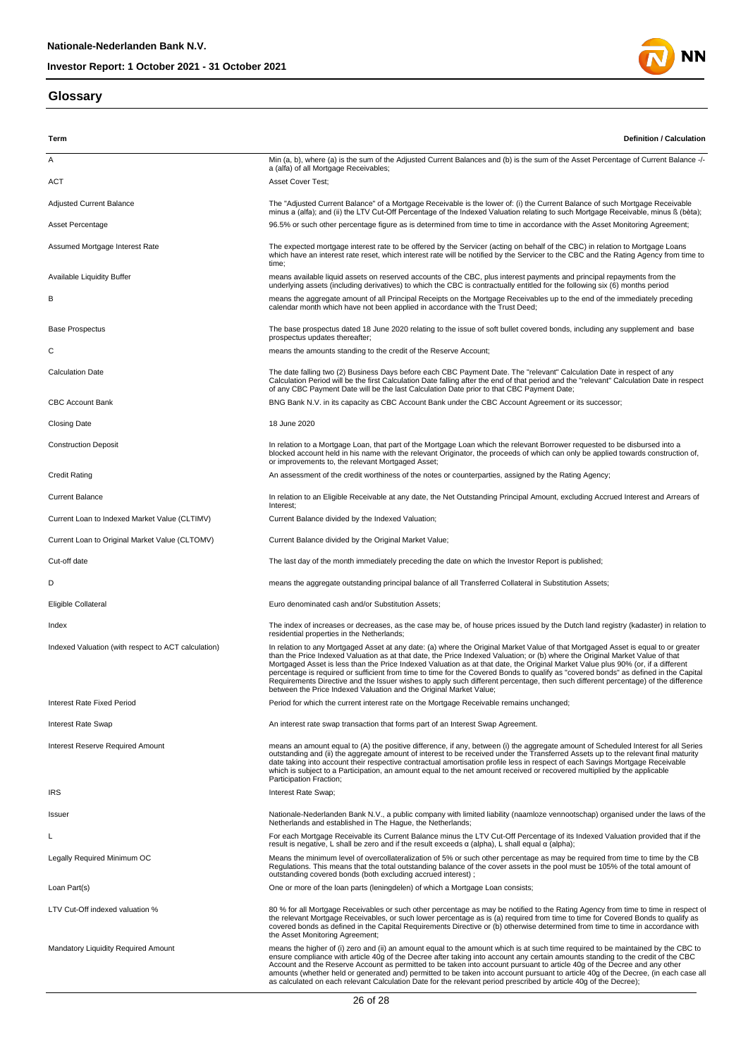## Glossary

| Term | Definition / Calculation |
|---|---|
| A | Min (a, b), where (a) is the sum of the Adjusted Current Balances and (b) is the sum of the Asset Percentage of Current Balance -/- a (alfa) of all Mortgage Receivables; |
| ACT | Asset Cover Test; |
| Adjusted Current Balance | The "Adjusted Current Balance" of a Mortgage Receivable is the lower of: (i) the Current Balance of such Mortgage Receivable minus a (alfa); and (ii) the LTV Cut-Off Percentage of the Indexed Valuation relating to such Mortgage Receivable, minus ß (bèta); |
| Asset Percentage | 96.5% or such other percentage figure as is determined from time to time in accordance with the Asset Monitoring Agreement; |
| Assumed Mortgage Interest Rate | The expected mortgage interest rate to be offered by the Servicer (acting on behalf of the CBC) in relation to Mortgage Loans which have an interest rate reset, which interest rate will be notified by the Servicer to the CBC and the Rating Agency from time to time; |
| Available Liquidity Buffer | means available liquid assets on reserved accounts of the CBC, plus interest payments and principal repayments from the underlying assets (including derivatives) to which the CBC is contractually entitled for the following six (6) months period |
| B | means the aggregate amount of all Principal Receipts on the Mortgage Receivables up to the end of the immediately preceding calendar month which have not been applied in accordance with the Trust Deed; |
| Base Prospectus | The base prospectus dated 18 June 2020 relating to the issue of soft bullet covered bonds, including any supplement and base prospectus updates thereafter; |
| C | means the amounts standing to the credit of the Reserve Account; |
| Calculation Date | The date falling two (2) Business Days before each CBC Payment Date. The "relevant" Calculation Date in respect of any Calculation Period will be the first Calculation Date falling after the end of that period and the "relevant" Calculation Date in respect of any CBC Payment Date will be the last Calculation Date prior to that CBC Payment Date; |
| CBC Account Bank | BNG Bank N.V. in its capacity as CBC Account Bank under the CBC Account Agreement or its successor; |
| Closing Date | 18 June 2020 |
| Construction Deposit | In relation to a Mortgage Loan, that part of the Mortgage Loan which the relevant Borrower requested to be disbursed into a blocked account held in his name with the relevant Originator, the proceeds of which can only be applied towards construction of, or improvements to, the relevant Mortgaged Asset; |
| Credit Rating | An assessment of the credit worthiness of the notes or counterparties, assigned by the Rating Agency; |
| Current Balance | In relation to an Eligible Receivable at any date, the Net Outstanding Principal Amount, excluding Accrued Interest and Arrears of Interest; |
| Current Loan to Indexed Market Value (CLTIMV) | Current Balance divided by the Indexed Valuation; |
| Current Loan to Original Market Value (CLTOMV) | Current Balance divided by the Original Market Value; |
| Cut-off date | The last day of the month immediately preceding the date on which the Investor Report is published; |
| D | means the aggregate outstanding principal balance of all Transferred Collateral in Substitution Assets; |
| Eligible Collateral | Euro denominated cash and/or Substitution Assets; |
| Index | The index of increases or decreases, as the case may be, of house prices issued by the Dutch land registry (kadaster) in relation to residential properties in the Netherlands; |
| Indexed Valuation (with respect to ACT calculation) | In relation to any Mortgaged Asset at any date: (a) where the Original Market Value of that Mortgaged Asset is equal to or greater than the Price Indexed Valuation as at that date, the Price Indexed Valuation; or (b) where the Original Market Value of that Mortgaged Asset is less than the Price Indexed Valuation as at that date, the Original Market Value plus 90% (or, if a different percentage is required or sufficient from time to time for the Covered Bonds to qualify as "covered bonds" as defined in the Capital Requirements Directive and the Issuer wishes to apply such different percentage, then such different percentage) of the difference between the Price Indexed Valuation and the Original Market Value; |
| Interest Rate Fixed Period | Period for which the current interest rate on the Mortgage Receivable remains unchanged; |
| Interest Rate Swap | An interest rate swap transaction that forms part of an Interest Swap Agreement. |
| Interest Reserve Required Amount | means an amount equal to (A) the positive difference, if any, between (i) the aggregate amount of Scheduled Interest for all Series outstanding and (ii) the aggregate amount of interest to be received under the Transferred Assets up to the relevant final maturity date taking into account their respective contractual amortisation profile less in respect of each Savings Mortgage Receivable which is subject to a Participation, an amount equal to the net amount received or recovered multiplied by the applicable Participation Fraction; |
| IRS | Interest Rate Swap; |
| Issuer | Nationale-Nederlanden Bank N.V., a public company with limited liability (naamloze vennootschap) organised under the laws of the Netherlands and established in The Hague, the Netherlands; |
| L | For each Mortgage Receivable its Current Balance minus the LTV Cut-Off Percentage of its Indexed Valuation provided that if the result is negative, L shall be zero and if the result exceeds α (alpha), L shall equal α (alpha); |
| Legally Required Minimum OC | Means the minimum level of overcollateralization of 5% or such other percentage as may be required from time to time by the CB Regulations. This means that the total outstanding balance of the cover assets in the pool must be 105% of the total amount of outstanding covered bonds (both excluding accrued interest) ; |
| Loan Part(s) | One or more of the loan parts (leningdelen) of which a Mortgage Loan consists; |
| LTV Cut-Off indexed valuation % | 80 % for all Mortgage Receivables or such other percentage as may be notified to the Rating Agency from time to time in respect of the relevant Mortgage Receivables, or such lower percentage as is (a) required from time to time for Covered Bonds to qualify as covered bonds as defined in the Capital Requirements Directive or (b) otherwise determined from time to time in accordance with the Asset Monitoring Agreement; |
| Mandatory Liquidity Required Amount | means the higher of (i) zero and (ii) an amount equal to the amount which is at such time required to be maintained by the CBC to ensure compliance with article 40g of the Decree after taking into account certain amounts standing to the credit of the CBC Account and the Reserve Account as permitted to be taken into account pursuant to article 40g of the Decree and any other amounts (whether held or generated and) permitted to be taken into account pursuant to article 40g of the Decree, (in each case all as calculated on each relevant Calculation Date for the relevant period prescribed by article 40g of the Decree); |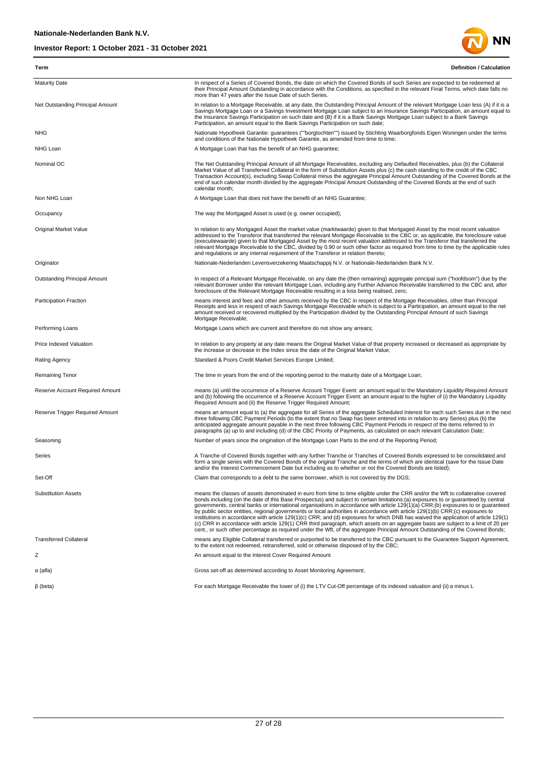| Term | Definition / Calculation |
|---|---|
| Maturity Date | In respect of a Series of Covered Bonds, the date on which the Covered Bonds of such Series are expected to be redeemed at their Principal Amount Outstanding in accordance with the Conditions, as specified in the relevant Final Terms, which date falls no more than 47 years after the Issue Date of such Series. |
| Net Outstanding Principal Amount | In relation to a Mortgage Receivable, at any date, the Outstanding Principal Amount of the relevant Mortgage Loan less (A) if it is a Savings Mortgage Loan or a Savings Investment Mortgage Loan subject to an Insurance Savings Participation, an amount equal to the Insurance Savings Participation on such date and (B) if it is a Bank Savings Mortgage Loan subject to a Bank Savings Participation, an amount equal to the Bank Savings Participation on such date; |
| NHG | Nationale Hypotheek Garantie: guarantees (""borgtochten"") issued by Stichting Waarborgfonds Eigen Woningen under the terms and conditions of the Nationale Hypotheek Garantie, as amended from time to time; |
| NHG Loan | A Mortgage Loan that has the benefit of an NHG guarantee; |
| Nominal OC | The Net Outstanding Principal Amount of all Mortgage Receivables, excluding any Defaulted Receivables, plus (b) the Collateral Market Value of all Transferred Collateral in the form of Substitution Assets plus (c) the cash standing to the credit of the CBC Transaction Account(s), excluding Swap Collateral minus the aggregate Principal Amount Outstanding of the Covered Bonds at the end of such calendar month divided by the aggregate Principal Amount Outstanding of the Covered Bonds at the end of such calendar month; |
| Non NHG Loan | A Mortgage Loan that does not have the benefit of an NHG Guarantee; |
| Occupancy | The way the Mortgaged Asset is used (e.g. owner occupied); |
| Original Market Value | In relation to any Mortgaged Asset the market value (marktwaarde) given to that Mortgaged Asset by the most recent valuation addressed to the Transferor that transferred the relevant Mortgage Receivable to the CBC or, as applicable, the foreclosure value (executiewaarde) given to that Mortgaged Asset by the most recent valuation addressed to the Transferor that transferred the relevant Mortgage Receivable to the CBC, divided by 0.90 or such other factor as required from time to time by the applicable rules and regulations or any internal requirement of the Transferor in relation thereto; |
| Originator | Nationale-Nederlanden Levensverzekering Maatschappij N.V. or Nationale-Nederlanden Bank N.V. |
| Outstanding Principal Amount | In respect of a Relevant Mortgage Receivable, on any date the (then remaining) aggregate principal sum ("hoofdsom") due by the relevant Borrower under the relevant Mortgage Loan, including any Further Advance Receivable transferred to the CBC and, after foreclosure of the Relevant Mortgage Receivable resulting in a loss being realised, zero; |
| Participation Fraction | means interest and fees and other amounts received by the CBC in respect of the Mortgage Receivables, other than Principal Receipts and less in respect of each Savings Mortgage Receivable which is subject to a Participation, an amount equal to the net amount received or recovered multiplied by the Participation divided by the Outstanding Principal Amount of such Savings Mortgage Receivable; |
| Performing Loans | Mortgage Loans which are current and therefore do not show any arrears; |
| Price Indexed Valuation | In relation to any property at any date means the Original Market Value of that property increased or decreased as appropriate by the increase or decrease in the Index since the date of the Original Market Value; |
| Rating Agency | Standard & Poors Credit Market Services Europe Limited; |
| Remaining Tenor | The time in years from the end of the reporting period to the maturity date of a Mortgage Loan; |
| Reserve Account Required Amount | means (a) until the occurrence of a Reserve Account Trigger Event: an amount equal to the Mandatory Liquidity Required Amount and (b) following the occurrence of a Reserve Account Trigger Event: an amount equal to the higher of (i) the Mandatory Liquidity Required Amount and (ii) the Reserve Trigger Required Amount; |
| Reserve Trigger Required Amount | means an amount equal to (a) the aggregate for all Series of the aggregate Scheduled Interest for each such Series due in the next three following CBC Payment Periods (to the extent that no Swap has been entered into in relation to any Series) plus (b) the anticipated aggregate amount payable in the next three following CBC Payment Periods in respect of the items referred to in paragraphs (a) up to and including (d) of the CBC Priority of Payments, as calculated on each relevant Calculation Date; |
| Seasoning | Number of years since the origination of the Mortgage Loan Parts to the end of the Reporting Period; |
| Series | A Tranche of Covered Bonds together with any further Tranche or Tranches of Covered Bonds expressed to be consolidated and form a single series with the Covered Bonds of the original Tranche and the terms of which are identical (save for the Issue Date and/or the Interest Commencement Date but including as to whether or not the Covered Bonds are listed); |
| Set-Off | Claim that corresponds to a debt to the same borrower, which is not covered by the DGS; |
| Substitution Assets | means the classes of assets denominated in euro from time to time eligible under the CRR and/or the Wft to collateralise covered bonds including (on the date of this Base Prospectus) and subject to certain limitations:(a) exposures to or guaranteed by central governments, central banks or international organisations in accordance with article 129(1)(a) CRR;(b) exposures to or guaranteed by public sector entities, regional governments or local authorities in accordance with article 129(1)(b) CRR;(c) exposures to institutions in accordance with article 129(1)(c) CRR; and (d) exposures for which DNB has waived the application of article 129(1)(c) CRR in accordance with article 129(1) CRR third paragraph, which assets on an aggregate basis are subject to a limit of 20 per cent., or such other percentage as required under the Wft, of the aggregate Principal Amount Outstanding of the Covered Bonds; |
| Transferred Collateral | means any Eligible Collateral transferred or purported to be transferred to the CBC pursuant to the Guarantee Support Agreement, to the extent not redeemed, retransferred, sold or otherwise disposed of by the CBC; |
| Z | An amount equal to the Interest Cover Required Amount |
| α (alfa) | Gross set-off as determined according to Asset Monitoring Agreement; |
| β (beta) | For each Mortgage Receivable the lower of (i) the LTV Cut-Off percentage of its indexed valuation and (ii) α minus L |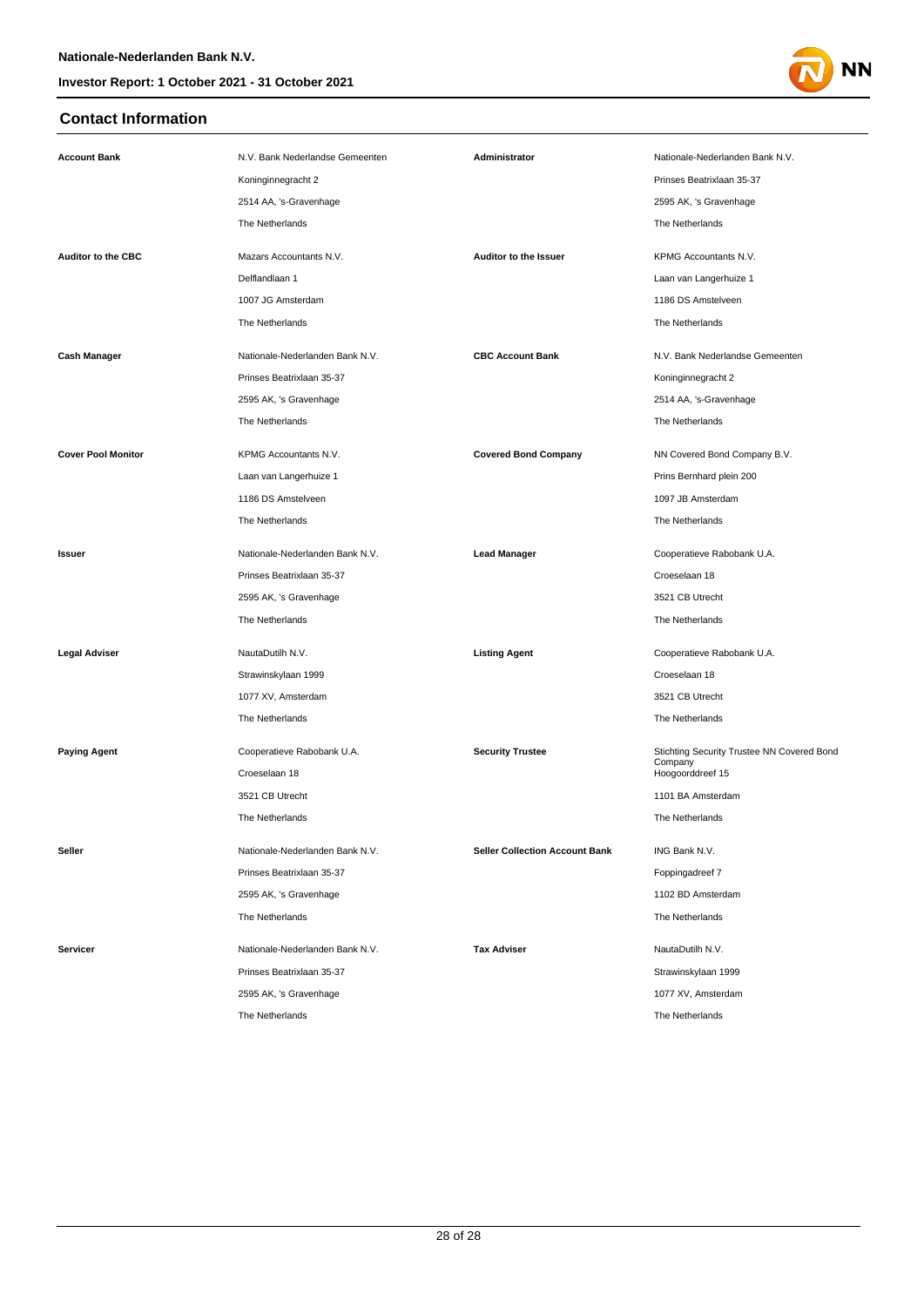## Contact Information

| | | | |
|---|---|---|---|
| **Account Bank** | N.V. Bank Nederlandse Gemeenten<br>Koninginnegracht 2<br>2514 AA, 's-Gravenhage<br>The Netherlands | **Administrator** | Nationale-Nederlanden Bank N.V.<br>Prinses Beatrixlaan 35-37<br>2595 AK, 's Gravenhage<br>The Netherlands |
| **Auditor to the CBC** | Mazars Accountants N.V.<br>Delflandlaan 1<br>1007 JG Amsterdam<br>The Netherlands | **Auditor to the Issuer** | KPMG Accountants N.V.<br>Laan van Langerhuize 1<br>1186 DS Amstelveen<br>The Netherlands |
| **Cash Manager** | Nationale-Nederlanden Bank N.V.<br>Prinses Beatrixlaan 35-37<br>2595 AK, 's Gravenhage<br>The Netherlands | **CBC Account Bank** | N.V. Bank Nederlandse Gemeenten<br>Koninginnegracht 2<br>2514 AA, 's-Gravenhage<br>The Netherlands |
| **Cover Pool Monitor** | KPMG Accountants N.V.<br>Laan van Langerhuize 1<br>1186 DS Amstelveen<br>The Netherlands | **Covered Bond Company** | NN Covered Bond Company B.V.<br>Prins Bernhard plein 200<br>1097 JB Amsterdam<br>The Netherlands |
| **Issuer** | Nationale-Nederlanden Bank N.V.<br>Prinses Beatrixlaan 35-37<br>2595 AK, 's Gravenhage<br>The Netherlands | **Lead Manager** | Cooperatieve Rabobank U.A.<br>Croeselaan 18<br>3521 CB Utrecht<br>The Netherlands |
| **Legal Adviser** | NautaDutilh N.V.<br>Strawinskylaan 1999<br>1077 XV, Amsterdam<br>The Netherlands | **Listing Agent** | Cooperatieve Rabobank U.A.<br>Croeselaan 18<br>3521 CB Utrecht<br>The Netherlands |
| **Paying Agent** | Cooperatieve Rabobank U.A.<br>Croeselaan 18<br>3521 CB Utrecht<br>The Netherlands | **Security Trustee** | Stichting Security Trustee NN Covered Bond Company<br>Hoogoorddreef 15<br>1101 BA Amsterdam<br>The Netherlands |
| **Seller** | Nationale-Nederlanden Bank N.V.<br>Prinses Beatrixlaan 35-37<br>2595 AK, 's Gravenhage<br>The Netherlands | **Seller Collection Account Bank** | ING Bank N.V.<br>Foppingadreef 7<br>1102 BD Amsterdam<br>The Netherlands |
| **Servicer** | Nationale-Nederlanden Bank N.V.<br>Prinses Beatrixlaan 35-37<br>2595 AK, 's Gravenhage<br>The Netherlands | **Tax Adviser** | NautaDutilh N.V.<br>Strawinskylaan 1999<br>1077 XV, Amsterdam<br>The Netherlands |